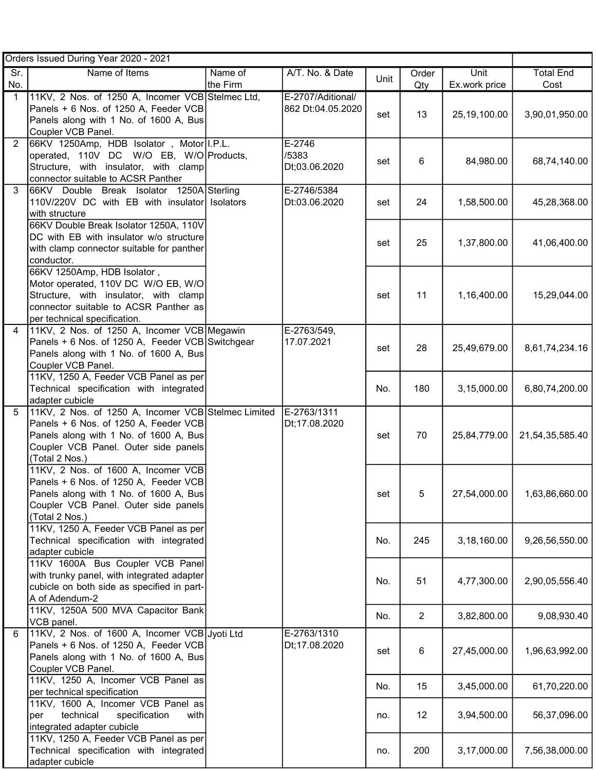| Orders Issued During Year 2020 - 2021 | | | | | | | |
|---|---|---|---|---|---|---|---|
| Sr. No. | Name of Items | Name of the Firm | A/T. No. & Date | Unit | Order Qty | Unit Ex.work price | Total End Cost |
| 1 | 11KV, 2 Nos. of 1250 A, Incomer VCB Panels + 6 Nos. of 1250 A, Feeder VCB Panels along with 1 No. of 1600 A, Bus Coupler VCB Panel. | Stelmec Ltd, | E-2707/Aditional/ 862 Dt:04.05.2020 | set | 13 | 25,19,100.00 | 3,90,01,950.00 |
| 2 | 66KV 1250Amp, HDB Isolator , Motor operated, 110V DC W/O EB, W/O Structure, with insulator, with clamp connector suitable to ACSR Panther | I.P.L. Products, | E-2746 /5383 Dt;03.06.2020 | set | 6 | 84,980.00 | 68,74,140.00 |
| 3 | 66KV Double Break Isolator 1250A 110V/220V DC with EB with insulator with structure | Sterling Isolators | E-2746/5384 Dt:03.06.2020 | set | 24 | 1,58,500.00 | 45,28,368.00 |
| | 66KV Double Break Isolator 1250A, 110V DC with EB with insulator w/o structure with clamp connector suitable for panther conductor. | | | set | 25 | 1,37,800.00 | 41,06,400.00 |
| | 66KV 1250Amp, HDB Isolator , Motor operated, 110V DC W/O EB, W/O Structure, with insulator, with clamp connector suitable to ACSR Panther as per technical specification. | | | set | 11 | 1,16,400.00 | 15,29,044.00 |
| 4 | 11KV, 2 Nos. of 1250 A, Incomer VCB Panels + 6 Nos. of 1250 A, Feeder VCB Panels along with 1 No. of 1600 A, Bus Coupler VCB Panel. | Megawin Switchgear | E-2763/549, 17.07.2021 | set | 28 | 25,49,679.00 | 8,61,74,234.16 |
| | 11KV, 1250 A, Feeder VCB Panel as per Technical specification with integrated adapter cubicle | | | No. | 180 | 3,15,000.00 | 6,80,74,200.00 |
| 5 | 11KV, 2 Nos. of 1250 A, Incomer VCB Panels + 6 Nos. of 1250 A, Feeder VCB Panels along with 1 No. of 1600 A, Bus Coupler VCB Panel. Outer side panels (Total 2 Nos.) | Stelmec Limited | E-2763/1311 Dt;17.08.2020 | set | 70 | 25,84,779.00 | 21,54,35,585.40 |
| | 11KV, 2 Nos. of 1600 A, Incomer VCB Panels + 6 Nos. of 1250 A, Feeder VCB Panels along with 1 No. of 1600 A, Bus Coupler VCB Panel. Outer side panels (Total 2 Nos.) | | | set | 5 | 27,54,000.00 | 1,63,86,660.00 |
| | 11KV, 1250 A, Feeder VCB Panel as per Technical specification with integrated adapter cubicle | | | No. | 245 | 3,18,160.00 | 9,26,56,550.00 |
| | 11KV 1600A Bus Coupler VCB Panel with trunky panel, with integrated adapter cubicle on both side as specified in part-A of Adendum-2 | | | No. | 51 | 4,77,300.00 | 2,90,05,556.40 |
| | 11KV, 1250A 500 MVA Capacitor Bank VCB panel. | | | No. | 2 | 3,82,800.00 | 9,08,930.40 |
| 6 | 11KV, 2 Nos. of 1600 A, Incomer VCB Panels + 6 Nos. of 1250 A, Feeder VCB Panels along with 1 No. of 1600 A, Bus Coupler VCB Panel. | Jyoti Ltd | E-2763/1310 Dt;17.08.2020 | set | 6 | 27,45,000.00 | 1,96,63,992.00 |
| | 11KV, 1250 A, Incomer VCB Panel as per technical specification | | | No. | 15 | 3,45,000.00 | 61,70,220.00 |
| | 11KV, 1600 A, Incomer VCB Panel as per technical specification with integrated adapter cubicle | | | no. | 12 | 3,94,500.00 | 56,37,096.00 |
| | 11KV, 1250 A, Feeder VCB Panel as per Technical specification with integrated adapter cubicle | | | no. | 200 | 3,17,000.00 | 7,56,38,000.00 |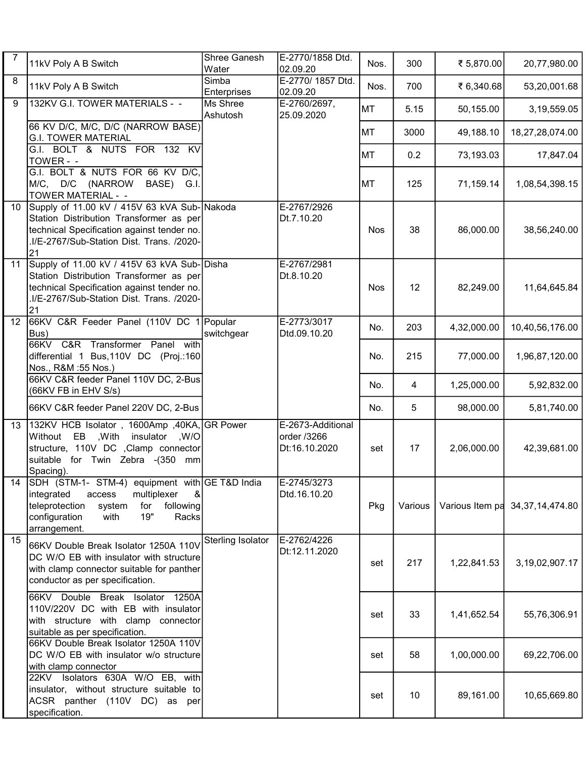| 7 | 11kV Poly A B Switch | Shree Ganesh Water | E-2770/1858 Dtd. 02.09.20 | Nos. | 300 | ₹ 5,870.00 | 20,77,980.00 |
|---|---|---|---|---|---|---|---|
| 8 | 11kV Poly A B Switch | Simba Enterprises | E-2770/ 1857 Dtd. 02.09.20 | Nos. | 700 | ₹ 6,340.68 | 53,20,001.68 |
| 9 | 132KV G.I. TOWER MATERIALS - - | Ms Shree Ashutosh | E-2760/2697, 25.09.2020 | MT | 5.15 | 50,155.00 | 3,19,559.05 |
| | 66 KV D/C, M/C, D/C (NARROW BASE) G.I. TOWER MATERIAL | | | MT | 3000 | 49,188.10 | 18,27,28,074.00 |
| | G.I. BOLT & NUTS FOR 132 KV TOWER - - | | | MT | 0.2 | 73,193.03 | 17,847.04 |
| | G.I. BOLT & NUTS FOR 66 KV D/C, M/C, D/C (NARROW BASE) G.I. TOWER MATERIAL - - | | | MT | 125 | 71,159.14 | 1,08,54,398.15 |
| 10 | Supply of 11.00 kV / 415V 63 kVA Sub-Station Distribution Transformer as per technical Specification against tender no. .I/E-2767/Sub-Station Dist. Trans. /2020-21 | Nakoda | E-2767/2926 Dt.7.10.20 | Nos | 38 | 86,000.00 | 38,56,240.00 |
| 11 | Supply of 11.00 kV / 415V 63 kVA Sub-Station Distribution Transformer as per technical Specification against tender no. .I/E-2767/Sub-Station Dist. Trans. /2020-21 | Disha | E-2767/2981 Dt.8.10.20 | Nos | 12 | 82,249.00 | 11,64,645.84 |
| 12 | 66KV C&R Feeder Panel (110V DC 1 Bus) | Popular switchgear | E-2773/3017 Dtd.09.10.20 | No. | 203 | 4,32,000.00 | 10,40,56,176.00 |
| | 66KV C&R Transformer Panel with differential 1 Bus,110V DC (Proj.:160 Nos., R&M :55 Nos.) | | | No. | 215 | 77,000.00 | 1,96,87,120.00 |
| | 66KV C&R feeder Panel 110V DC, 2-Bus (66KV FB in EHV S/s) | | | No. | 4 | 1,25,000.00 | 5,92,832.00 |
| | 66KV C&R feeder Panel 220V DC, 2-Bus | | | No. | 5 | 98,000.00 | 5,81,740.00 |
| 13 | 132KV HCB Isolator , 1600Amp ,40KA, Without EB ,With insulator ,W/O structure, 110V DC ,Clamp connector suitable for Twin Zebra -(350 mm Spacing). | GR Power | E-2673-Additional order /3266 Dt:16.10.2020 | set | 17 | 2,06,000.00 | 42,39,681.00 |
| 14 | SDH (STM-1- STM-4) equipment with integrated access multiplexer & teleprotection system for following configuration with 19" Racks arrangement. | GE T&D India | E-2745/3273 Dtd.16.10.20 | Pkg | Various | Various Item pa | 34,37,14,474.80 |
| 15 | 66KV Double Break Isolator 1250A 110V DC W/O EB with insulator with structure with clamp connector suitable for panther conductor as per specification. | Sterling Isolator | E-2762/4226 Dt:12.11.2020 | set | 217 | 1,22,841.53 | 3,19,02,907.17 |
| | 66KV Double Break Isolator 1250A 110V/220V DC with EB with insulator with structure with clamp connector suitable as per specification. | | | set | 33 | 1,41,652.54 | 55,76,306.91 |
| | 66KV Double Break Isolator 1250A 110V DC W/O EB with insulator w/o structure with clamp connector | | | set | 58 | 1,00,000.00 | 69,22,706.00 |
| | 22KV Isolators 630A W/O EB, with insulator, without structure suitable to ACSR panther (110V DC) as per specification. | | | set | 10 | 89,161.00 | 10,65,669.80 |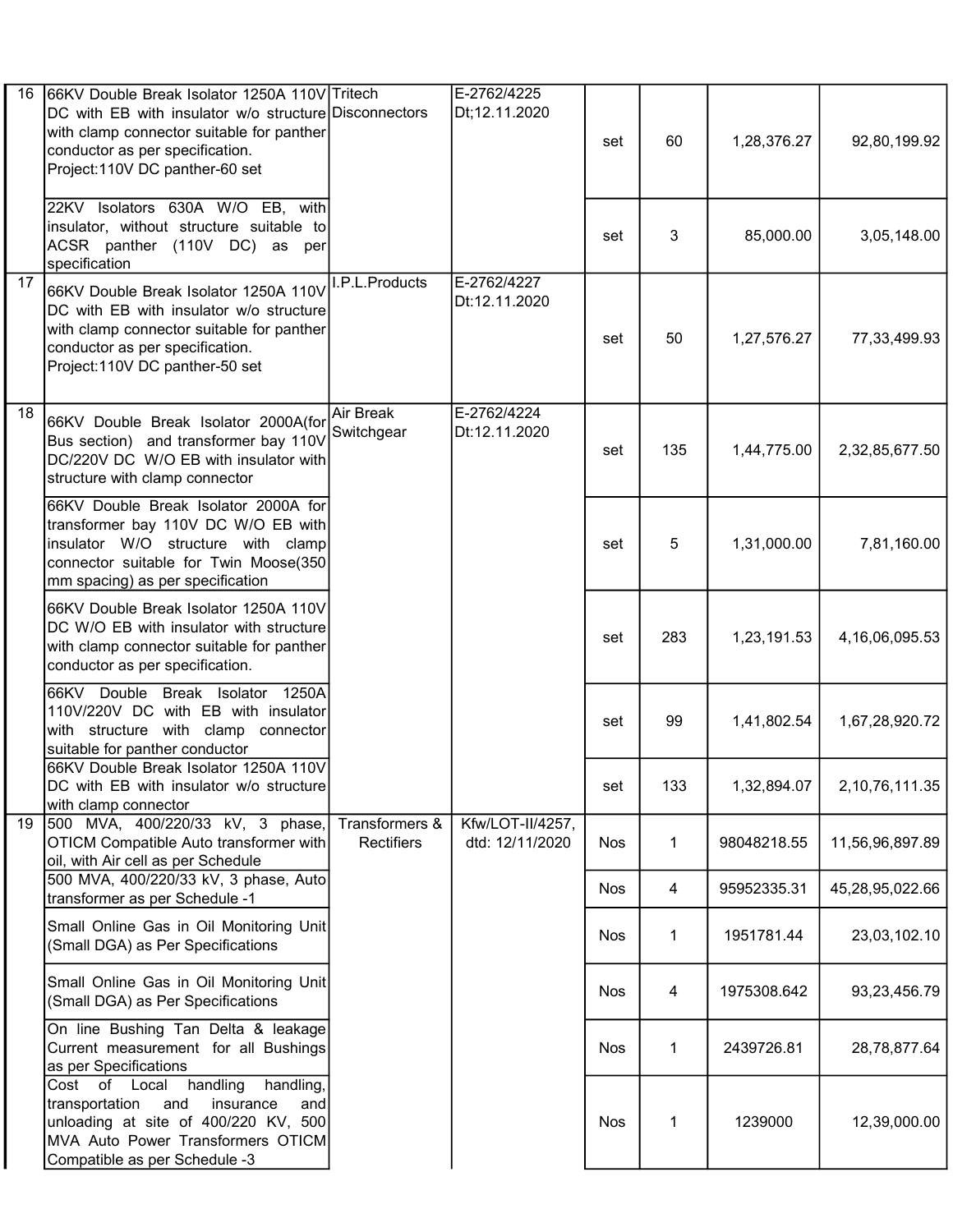| 16 | 66KV Double Break Isolator 1250A 110V DC with EB with insulator w/o structure with clamp connector suitable for panther conductor as per specification. Project:110V DC panther-60 set | Tritech Disconnectors | E-2762/4225 Dt;12.11.2020 | set | 60 | 1,28,376.27 | 92,80,199.92 |
|---|---|---|---|---|---|---|---|
| | 22KV Isolators 630A W/O EB, with insulator, without structure suitable to ACSR panther (110V DC) as per specification | | | set | 3 | 85,000.00 | 3,05,148.00 |
| 17 | 66KV Double Break Isolator 1250A 110V DC with EB with insulator w/o structure with clamp connector suitable for panther conductor as per specification. Project:110V DC panther-50 set | I.P.L.Products | E-2762/4227 Dt:12.11.2020 | set | 50 | 1,27,576.27 | 77,33,499.93 |
| 18 | 66KV Double Break Isolator 2000A(for Bus section) and transformer bay 110V DC/220V DC W/O EB with insulator with structure with clamp connector | Air Break Switchgear | E-2762/4224 Dt:12.11.2020 | set | 135 | 1,44,775.00 | 2,32,85,677.50 |
| | 66KV Double Break Isolator 2000A for transformer bay 110V DC W/O EB with insulator W/O structure with clamp connector suitable for Twin Moose(350 mm spacing) as per specification | | | set | 5 | 1,31,000.00 | 7,81,160.00 |
| | 66KV Double Break Isolator 1250A 110V DC W/O EB with insulator with structure with clamp connector suitable for panther conductor as per specification. | | | set | 283 | 1,23,191.53 | 4,16,06,095.53 |
| | 66KV Double Break Isolator 1250A 110V/220V DC with EB with insulator with structure with clamp connector suitable for panther conductor | | | set | 99 | 1,41,802.54 | 1,67,28,920.72 |
| | 66KV Double Break Isolator 1250A 110V DC with EB with insulator w/o structure with clamp connector | | | set | 133 | 1,32,894.07 | 2,10,76,111.35 |
| 19 | 500 MVA, 400/220/33 kV, 3 phase, OTICM Compatible Auto transformer with oil, with Air cell as per Schedule | Transformers & Rectifiers | Kfw/LOT-II/4257, dtd: 12/11/2020 | Nos | 1 | 98048218.55 | 11,56,96,897.89 |
| | 500 MVA, 400/220/33 kV, 3 phase, Auto transformer as per Schedule -1 | | | Nos | 4 | 95952335.31 | 45,28,95,022.66 |
| | Small Online Gas in Oil Monitoring Unit (Small DGA) as Per Specifications | | | Nos | 1 | 1951781.44 | 23,03,102.10 |
| | Small Online Gas in Oil Monitoring Unit (Small DGA) as Per Specifications | | | Nos | 4 | 1975308.642 | 93,23,456.79 |
| | On line Bushing Tan Delta & leakage Current measurement for all Bushings as per Specifications | | | Nos | 1 | 2439726.81 | 28,78,877.64 |
| | Cost of Local handling handling, transportation and insurance and unloading at site of 400/220 KV, 500 MVA Auto Power Transformers OTICM Compatible as per Schedule -3 | | | Nos | 1 | 1239000 | 12,39,000.00 |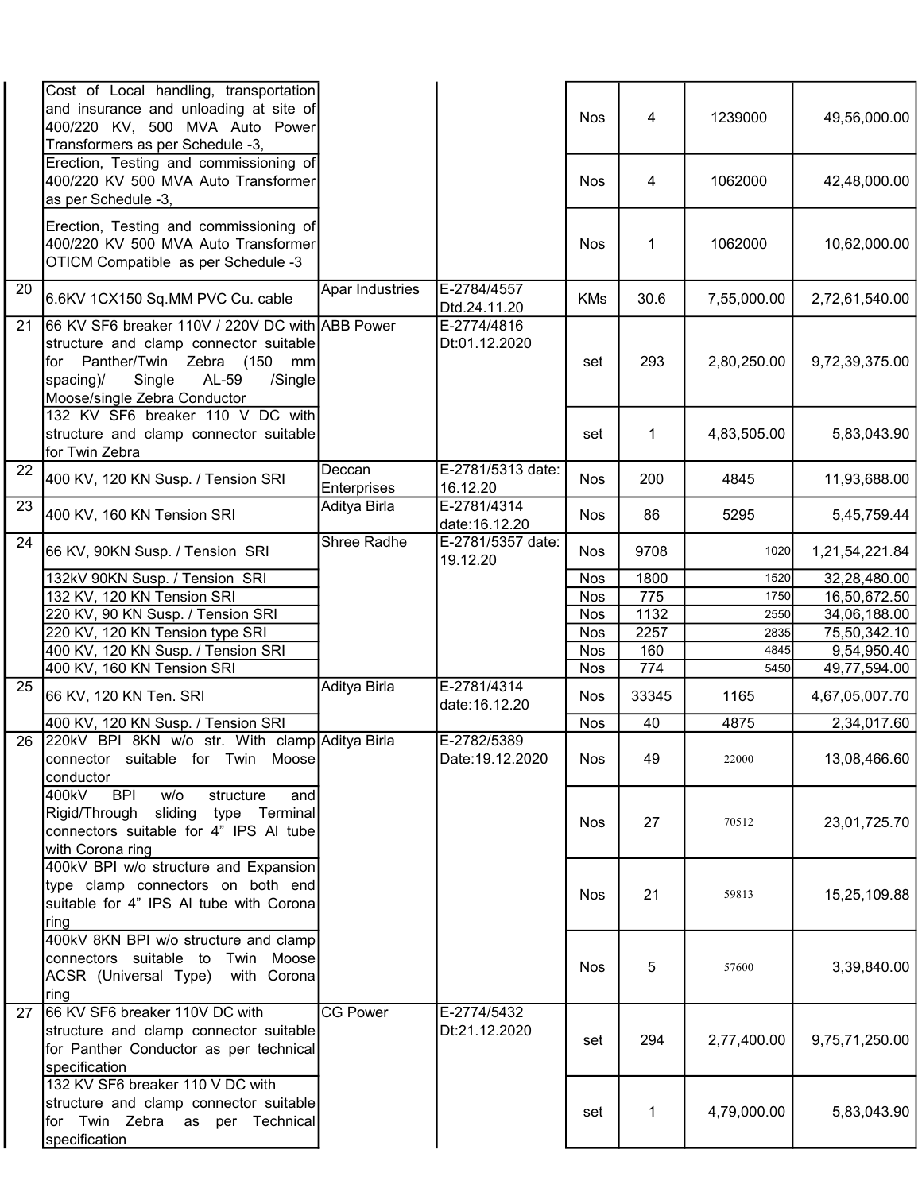| | | | | | | | |
|---|---|---|---|---|---|---|---|
| | Cost of Local handling, transportation and insurance and unloading at site of 400/220 KV, 500 MVA Auto Power Transformers as per Schedule -3, | | | Nos | 4 | 1239000 | 49,56,000.00 |
| | Erection, Testing and commissioning of 400/220 KV 500 MVA Auto Transformer as per Schedule -3, | | | Nos | 4 | 1062000 | 42,48,000.00 |
| | Erection, Testing and commissioning of 400/220 KV 500 MVA Auto Transformer OTICM Compatible as per Schedule -3 | | | Nos | 1 | 1062000 | 10,62,000.00 |
| 20 | 6.6KV 1CX150 Sq.MM PVC Cu. cable | Apar Industries | E-2784/4557 Dtd.24.11.20 | KMs | 30.6 | 7,55,000.00 | 2,72,61,540.00 |
| 21 | 66 KV SF6 breaker 110V / 220V DC with structure and clamp connector suitable for Panther/Twin Zebra (150 mm spacing)/ Single AL-59 /Single Moose/single Zebra Conductor | ABB Power | E-2774/4816 Dt:01.12.2020 | set | 293 | 2,80,250.00 | 9,72,39,375.00 |
| | 132 KV SF6 breaker 110 V DC with structure and clamp connector suitable for Twin Zebra | | | set | 1 | 4,83,505.00 | 5,83,043.90 |
| 22 | 400 KV, 120 KN Susp. / Tension SRI | Deccan Enterprises | E-2781/5313 date: 16.12.20 | Nos | 200 | 4845 | 11,93,688.00 |
| 23 | 400 KV, 160 KN Tension SRI | Aditya Birla | E-2781/4314 date:16.12.20 | Nos | 86 | 5295 | 5,45,759.44 |
| 24 | 66 KV, 90KN Susp. / Tension SRI | Shree Radhe | E-2781/5357 date: 19.12.20 | Nos | 9708 | 1020 | 1,21,54,221.84 |
| | 132kV 90KN Susp. / Tension SRI | | | Nos | 1800 | 1520 | 32,28,480.00 |
| | 132 KV, 120 KN Tension SRI | | | Nos | 775 | 1750 | 16,50,672.50 |
| | 220 KV, 90 KN Susp. / Tension SRI | | | Nos | 1132 | 2550 | 34,06,188.00 |
| | 220 KV, 120 KN Tension type SRI | | | Nos | 2257 | 2835 | 75,50,342.10 |
| | 400 KV, 120 KN Susp. / Tension SRI | | | Nos | 160 | 4845 | 9,54,950.40 |
| | 400 KV, 160 KN Tension SRI | | | Nos | 774 | 5450 | 49,77,594.00 |
| 25 | 66 KV, 120 KN Ten. SRI | Aditya Birla | E-2781/4314 date:16.12.20 | Nos | 33345 | 1165 | 4,67,05,007.70 |
| | 400 KV, 120 KN Susp. / Tension SRI | | | Nos | 40 | 4875 | 2,34,017.60 |
| 26 | 220kV BPI 8KN w/o str. With clamp connector suitable for Twin Moose conductor | Aditya Birla | E-2782/5389 Date:19.12.2020 | Nos | 49 | 22000 | 13,08,466.60 |
| | 400kV BPI w/o structure and Rigid/Through sliding type Terminal connectors suitable for 4" IPS Al tube with Corona ring | | | Nos | 27 | 70512 | 23,01,725.70 |
| | 400kV BPI w/o structure and Expansion type clamp connectors on both end suitable for 4" IPS Al tube with Corona ring | | | Nos | 21 | 59813 | 15,25,109.88 |
| | 400kV 8KN BPI w/o structure and clamp connectors suitable to Twin Moose ACSR (Universal Type) with Corona ring | | | Nos | 5 | 57600 | 3,39,840.00 |
| 27 | 66 KV SF6 breaker 110V DC with structure and clamp connector suitable for Panther Conductor as per technical specification | CG Power | E-2774/5432 Dt:21.12.2020 | set | 294 | 2,77,400.00 | 9,75,71,250.00 |
| | 132 KV SF6 breaker 110 V DC with structure and clamp connector suitable for Twin Zebra as per Technical specification | | | set | 1 | 4,79,000.00 | 5,83,043.90 |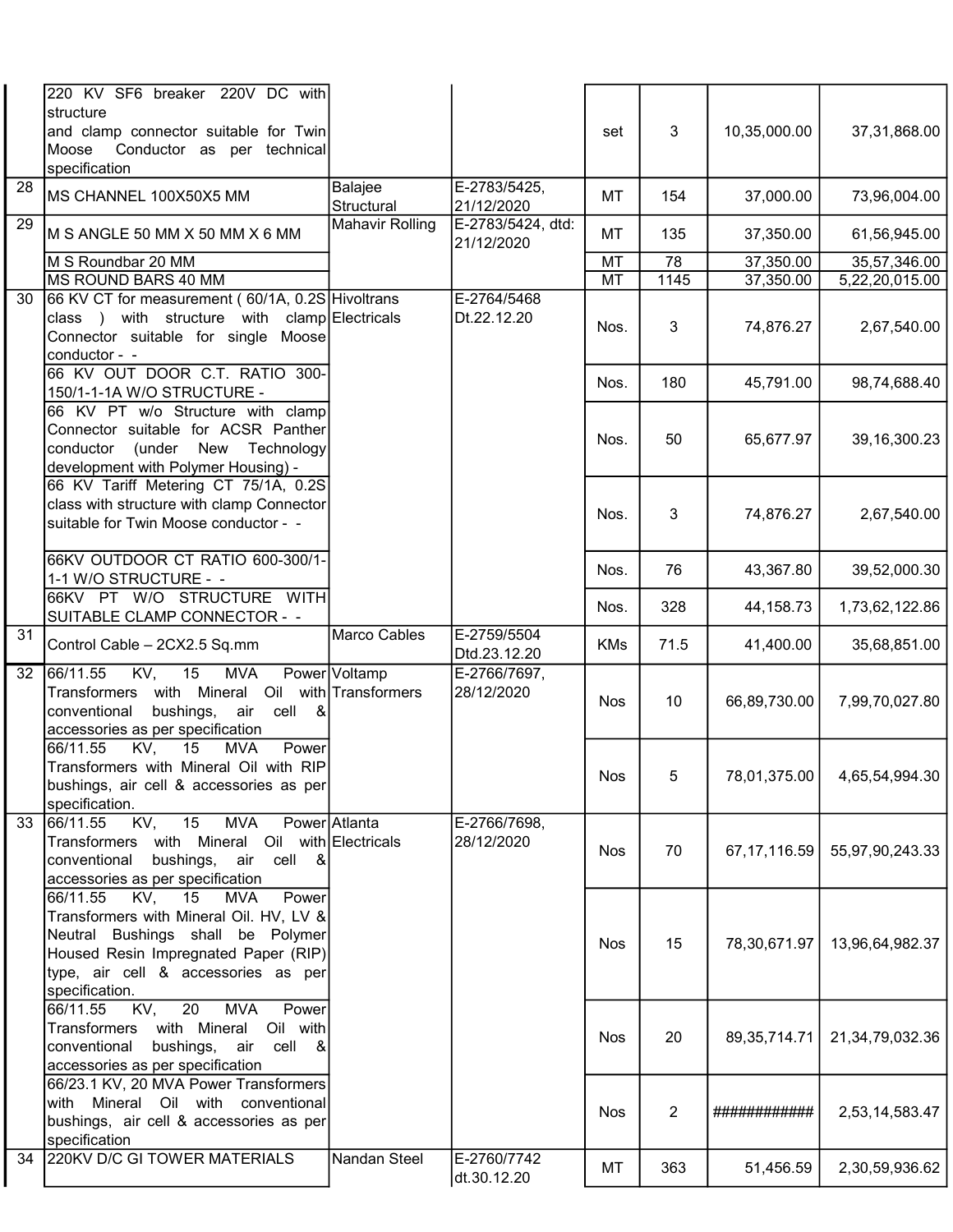| | | | | | | | |
|---|---|---|---|---|---|---|---|
| | 220 KV SF6 breaker 220V DC with structure and clamp connector suitable for Twin Moose Conductor as per technical specification | | | set | 3 | 10,35,000.00 | 37,31,868.00 |
| 28 | MS CHANNEL 100X50X5 MM | Balajee Structural | E-2783/5425, 21/12/2020 | MT | 154 | 37,000.00 | 73,96,004.00 |
| 29 | M S ANGLE 50 MM X 50 MM X 6 MM | Mahavir Rolling | E-2783/5424, dtd: 21/12/2020 | MT | 135 | 37,350.00 | 61,56,945.00 |
| | M S Roundbar 20 MM | | | MT | 78 | 37,350.00 | 35,57,346.00 |
| | MS ROUND BARS 40 MM | | | MT | 1145 | 37,350.00 | 5,22,20,015.00 |
| 30 | 66 KV CT for measurement ( 60/1A, 0.2S class ) with structure with clamp Connector suitable for single Moose conductor - - | Hivoltrans Electricals | E-2764/5468 Dt.22.12.20 | Nos. | 3 | 74,876.27 | 2,67,540.00 |
| | 66 KV OUT DOOR C.T. RATIO 300-150/1-1-1A W/O STRUCTURE - | | | Nos. | 180 | 45,791.00 | 98,74,688.40 |
| | 66 KV PT w/o Structure with clamp Connector suitable for ACSR Panther conductor (under New Technology development with Polymer Housing) - | | | Nos. | 50 | 65,677.97 | 39,16,300.23 |
| | 66 KV Tariff Metering CT 75/1A, 0.2S class with structure with clamp Connector suitable for Twin Moose conductor - - | | | Nos. | 3 | 74,876.27 | 2,67,540.00 |
| | 66KV OUTDOOR CT RATIO 600-300/1-1-1 W/O STRUCTURE - - | | | Nos. | 76 | 43,367.80 | 39,52,000.30 |
| | 66KV PT W/O STRUCTURE WITH SUITABLE CLAMP CONNECTOR - - | | | Nos. | 328 | 44,158.73 | 1,73,62,122.86 |
| 31 | Control Cable – 2CX2.5 Sq.mm | Marco Cables | E-2759/5504 Dtd.23.12.20 | KMs | 71.5 | 41,400.00 | 35,68,851.00 |
| 32 | 66/11.55 KV, 15 MVA Power Transformers with Mineral Oil with conventional bushings, air cell & accessories as per specification | Voltamp Transformers | E-2766/7697, 28/12/2020 | Nos | 10 | 66,89,730.00 | 7,99,70,027.80 |
| | 66/11.55 KV, 15 MVA Power Transformers with Mineral Oil with RIP bushings, air cell & accessories as per specification. | | | Nos | 5 | 78,01,375.00 | 4,65,54,994.30 |
| 33 | 66/11.55 KV, 15 MVA Power Transformers with Mineral Oil with conventional bushings, air cell & accessories as per specification | Atlanta Electricals | E-2766/7698, 28/12/2020 | Nos | 70 | 67,17,116.59 | 55,97,90,243.33 |
| | 66/11.55 KV, 15 MVA Power Transformers with Mineral Oil. HV, LV & Neutral Bushings shall be Polymer Housed Resin Impregnated Paper (RIP) type, air cell & accessories as per specification. | | | Nos | 15 | 78,30,671.97 | 13,96,64,982.37 |
| | 66/11.55 KV, 20 MVA Power Transformers with Mineral Oil with conventional bushings, air cell & accessories as per specification | | | Nos | 20 | 89,35,714.71 | 21,34,79,032.36 |
| | 66/23.1 KV, 20 MVA Power Transformers with Mineral Oil with conventional bushings, air cell & accessories as per specification | | | Nos | 2 | ############ | 2,53,14,583.47 |
| 34 | 220KV D/C GI TOWER MATERIALS | Nandan Steel | E-2760/7742 dt.30.12.20 | MT | 363 | 51,456.59 | 2,30,59,936.62 |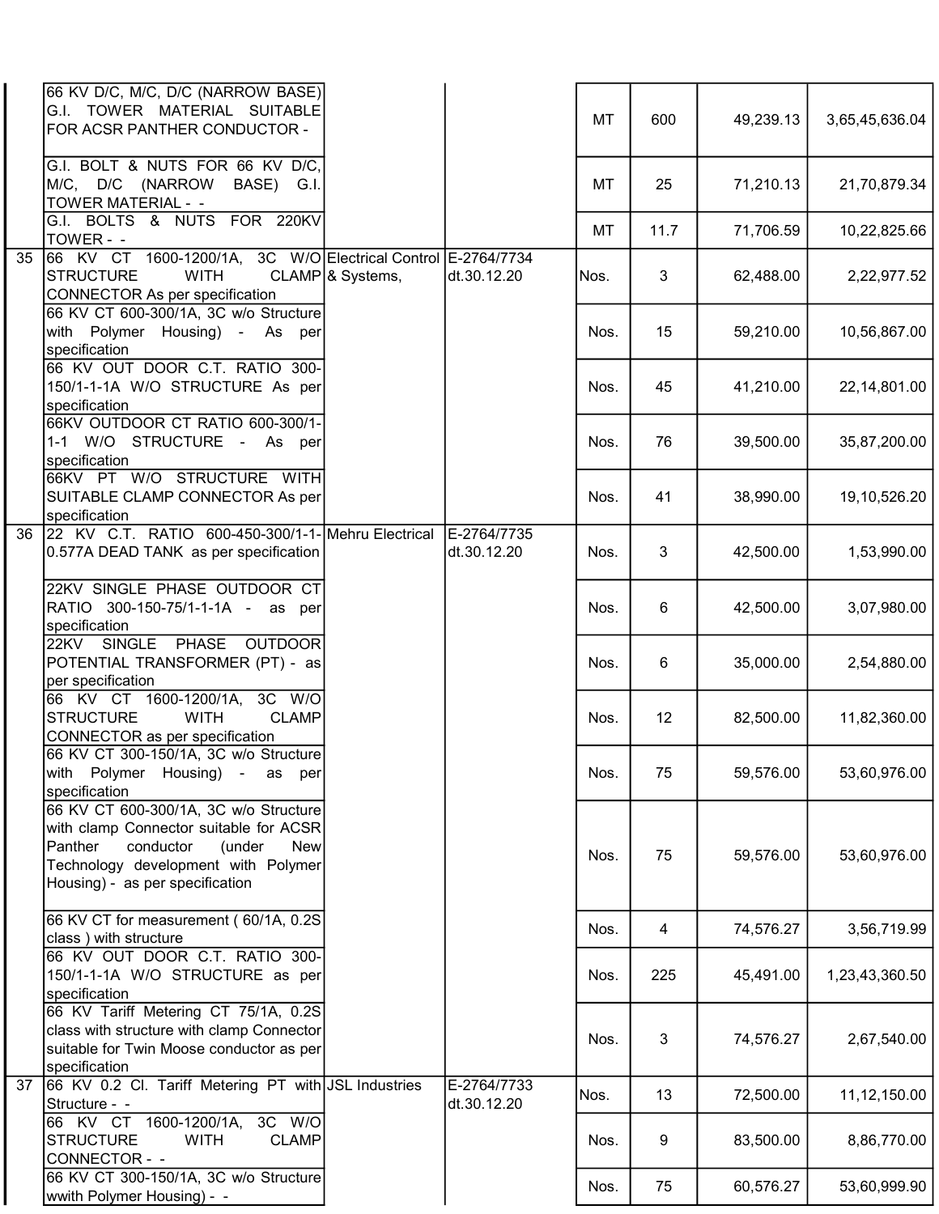| | | | | | | | |
|---|---|---|---|---|---|---|---|
| | 66 KV D/C, M/C, D/C (NARROW BASE) G.I. TOWER MATERIAL SUITABLE FOR ACSR PANTHER CONDUCTOR - | | | MT | 600 | 49,239.13 | 3,65,45,636.04 |
| | G.I. BOLT & NUTS FOR 66 KV D/C, M/C, D/C (NARROW BASE) G.I. TOWER MATERIAL - - | | | MT | 25 | 71,210.13 | 21,70,879.34 |
| | G.I. BOLTS & NUTS FOR 220KV TOWER - - | | | MT | 11.7 | 71,706.59 | 10,22,825.66 |
| 35 | 66 KV CT 1600-1200/1A, 3C W/O STRUCTURE WITH CLAMP CONNECTOR As per specification | Electrical Control & Systems, | E-2764/7734 dt.30.12.20 | Nos. | 3 | 62,488.00 | 2,22,977.52 |
| | 66 KV CT 600-300/1A, 3C w/o Structure with Polymer Housing) - As per specification | | | Nos. | 15 | 59,210.00 | 10,56,867.00 |
| | 66 KV OUT DOOR C.T. RATIO 300-150/1-1-1A W/O STRUCTURE As per specification | | | Nos. | 45 | 41,210.00 | 22,14,801.00 |
| | 66KV OUTDOOR CT RATIO 600-300/1-1-1 W/O STRUCTURE - As per specification | | | Nos. | 76 | 39,500.00 | 35,87,200.00 |
| | 66KV PT W/O STRUCTURE WITH SUITABLE CLAMP CONNECTOR As per specification | | | Nos. | 41 | 38,990.00 | 19,10,526.20 |
| 36 | 22 KV C.T. RATIO 600-450-300/1-1-0.577A DEAD TANK as per specification | Mehru Electrical | E-2764/7735 dt.30.12.20 | Nos. | 3 | 42,500.00 | 1,53,990.00 |
| | 22KV SINGLE PHASE OUTDOOR CT RATIO 300-150-75/1-1-1A - as per specification | | | Nos. | 6 | 42,500.00 | 3,07,980.00 |
| | 22KV SINGLE PHASE OUTDOOR POTENTIAL TRANSFORMER (PT) - as per specification | | | Nos. | 6 | 35,000.00 | 2,54,880.00 |
| | 66 KV CT 1600-1200/1A, 3C W/O STRUCTURE WITH CLAMP CONNECTOR as per specification | | | Nos. | 12 | 82,500.00 | 11,82,360.00 |
| | 66 KV CT 300-150/1A, 3C w/o Structure with Polymer Housing) - as per specification | | | Nos. | 75 | 59,576.00 | 53,60,976.00 |
| | 66 KV CT 600-300/1A, 3C w/o Structure with clamp Connector suitable for ACSR Panther conductor (under New Technology development with Polymer Housing) - as per specification | | | Nos. | 75 | 59,576.00 | 53,60,976.00 |
| | 66 KV CT for measurement ( 60/1A, 0.2S class ) with structure | | | Nos. | 4 | 74,576.27 | 3,56,719.99 |
| | 66 KV OUT DOOR C.T. RATIO 300-150/1-1-1A W/O STRUCTURE as per specification | | | Nos. | 225 | 45,491.00 | 1,23,43,360.50 |
| | 66 KV Tariff Metering CT 75/1A, 0.2S class with structure with clamp Connector suitable for Twin Moose conductor as per specification | | | Nos. | 3 | 74,576.27 | 2,67,540.00 |
| 37 | 66 KV 0.2 Cl. Tariff Metering PT with Structure - - | JSL Industries | E-2764/7733 dt.30.12.20 | Nos. | 13 | 72,500.00 | 11,12,150.00 |
| | 66 KV CT 1600-1200/1A, 3C W/O STRUCTURE WITH CLAMP CONNECTOR - - | | | Nos. | 9 | 83,500.00 | 8,86,770.00 |
| | 66 KV CT 300-150/1A, 3C w/o Structure wwith Polymer Housing) - - | | | Nos. | 75 | 60,576.27 | 53,60,999.90 |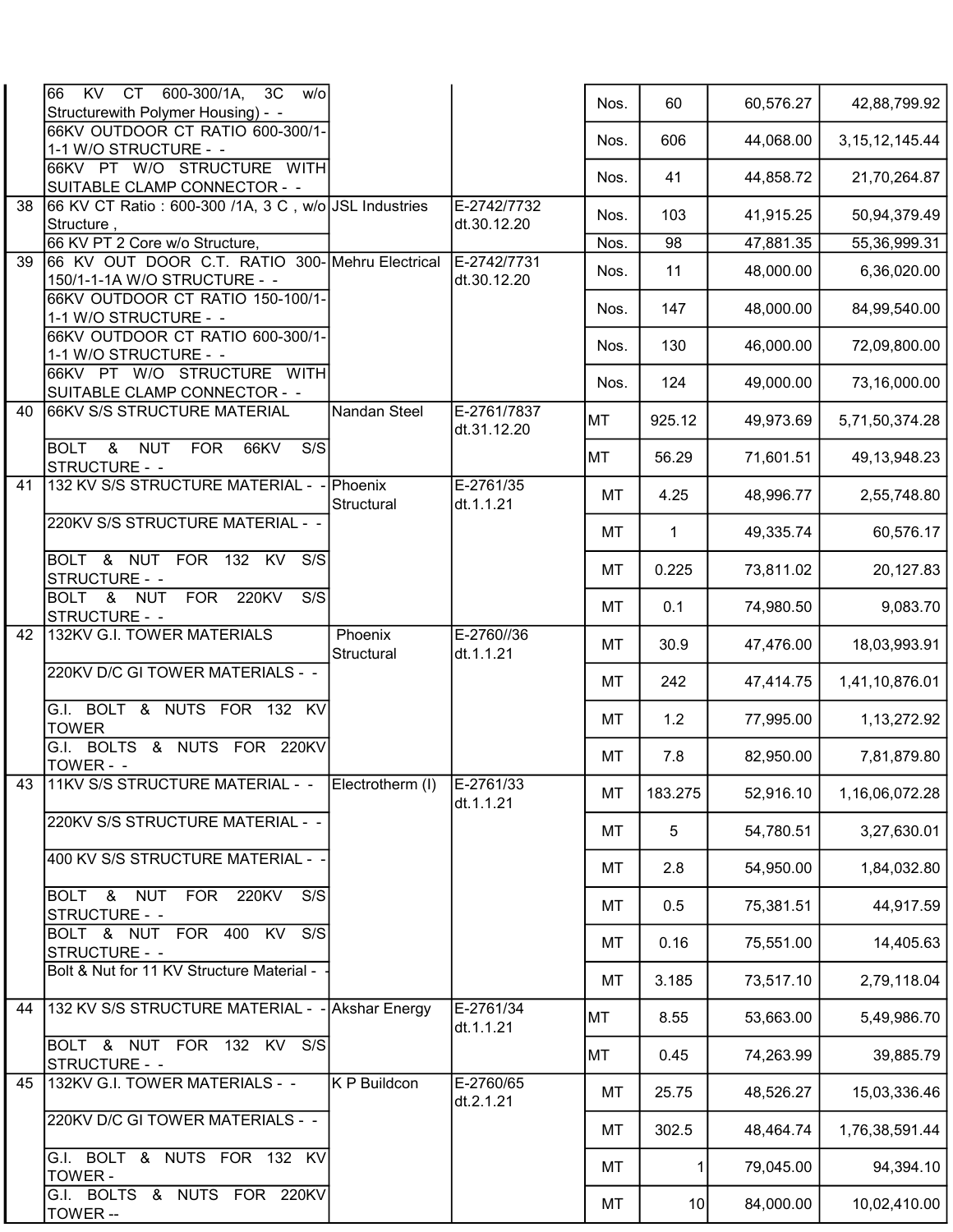| | | | | | | | |
|---|---|---|---|---|---|---|---|
| | 66 KV CT 600-300/1A, 3C w/o Structurewith Polymer Housing) - - | | | Nos. | 60 | 60,576.27 | 42,88,799.92 |
| | 66KV OUTDOOR CT RATIO 600-300/1-1-1 W/O STRUCTURE - - | | | Nos. | 606 | 44,068.00 | 3,15,12,145.44 |
| | 66KV PT W/O STRUCTURE WITH SUITABLE CLAMP CONNECTOR - - | | | Nos. | 41 | 44,858.72 | 21,70,264.87 |
| 38 | 66 KV CT Ratio : 600-300 /1A, 3 C , w/o Structure , | JSL Industries | E-2742/7732 dt.30.12.20 | Nos. | 103 | 41,915.25 | 50,94,379.49 |
| | 66 KV PT 2 Core w/o Structure, | | | Nos. | 98 | 47,881.35 | 55,36,999.31 |
| 39 | 66 KV OUT DOOR C.T. RATIO 300-150/1-1-1A W/O STRUCTURE - - | Mehru Electrical | E-2742/7731 dt.30.12.20 | Nos. | 11 | 48,000.00 | 6,36,020.00 |
| | 66KV OUTDOOR CT RATIO 150-100/1-1-1 W/O STRUCTURE - - | | | Nos. | 147 | 48,000.00 | 84,99,540.00 |
| | 66KV OUTDOOR CT RATIO 600-300/1-1-1 W/O STRUCTURE - - | | | Nos. | 130 | 46,000.00 | 72,09,800.00 |
| | 66KV PT W/O STRUCTURE WITH SUITABLE CLAMP CONNECTOR - - | | | Nos. | 124 | 49,000.00 | 73,16,000.00 |
| 40 | 66KV S/S STRUCTURE MATERIAL | Nandan Steel | E-2761/7837 dt.31.12.20 | MT | 925.12 | 49,973.69 | 5,71,50,374.28 |
| | BOLT & NUT FOR 66KV S/S STRUCTURE - - | | | MT | 56.29 | 71,601.51 | 49,13,948.23 |
| 41 | 132 KV S/S STRUCTURE MATERIAL - - | Phoenix Structural | E-2761/35 dt.1.1.21 | MT | 4.25 | 48,996.77 | 2,55,748.80 |
| | 220KV S/S STRUCTURE MATERIAL - - | | | MT | 1 | 49,335.74 | 60,576.17 |
| | BOLT & NUT FOR 132 KV S/S STRUCTURE - - | | | MT | 0.225 | 73,811.02 | 20,127.83 |
| | BOLT & NUT FOR 220KV S/S STRUCTURE - - | | | MT | 0.1 | 74,980.50 | 9,083.70 |
| 42 | 132KV G.I. TOWER MATERIALS | Phoenix Structural | E-2760//36 dt.1.1.21 | MT | 30.9 | 47,476.00 | 18,03,993.91 |
| | 220KV D/C GI TOWER MATERIALS - - | | | MT | 242 | 47,414.75 | 1,41,10,876.01 |
| | G.I. BOLT & NUTS FOR 132 KV TOWER | | | MT | 1.2 | 77,995.00 | 1,13,272.92 |
| | G.I. BOLTS & NUTS FOR 220KV TOWER - - | | | MT | 7.8 | 82,950.00 | 7,81,879.80 |
| 43 | 11KV S/S STRUCTURE MATERIAL - - | Electrotherm (I) | E-2761/33 dt.1.1.21 | MT | 183.275 | 52,916.10 | 1,16,06,072.28 |
| | 220KV S/S STRUCTURE MATERIAL - - | | | MT | 5 | 54,780.51 | 3,27,630.01 |
| | 400 KV S/S STRUCTURE MATERIAL - - | | | MT | 2.8 | 54,950.00 | 1,84,032.80 |
| | BOLT & NUT FOR 220KV S/S STRUCTURE - - | | | MT | 0.5 | 75,381.51 | 44,917.59 |
| | BOLT & NUT FOR 400 KV S/S STRUCTURE - - | | | MT | 0.16 | 75,551.00 | 14,405.63 |
| | Bolt & Nut for 11 KV Structure Material - - | | | MT | 3.185 | 73,517.10 | 2,79,118.04 |
| 44 | 132 KV S/S STRUCTURE MATERIAL - - | Akshar Energy | E-2761/34 dt.1.1.21 | MT | 8.55 | 53,663.00 | 5,49,986.70 |
| | BOLT & NUT FOR 132 KV S/S STRUCTURE - - | | | MT | 0.45 | 74,263.99 | 39,885.79 |
| 45 | 132KV G.I. TOWER MATERIALS - - | K P Buildcon | E-2760/65 dt.2.1.21 | MT | 25.75 | 48,526.27 | 15,03,336.46 |
| | 220KV D/C GI TOWER MATERIALS - - | | | MT | 302.5 | 48,464.74 | 1,76,38,591.44 |
| | G.I. BOLT & NUTS FOR 132 KV TOWER - | | | MT | 1 | 79,045.00 | 94,394.10 |
| | G.I. BOLTS & NUTS FOR 220KV TOWER -- | | | MT | 10 | 84,000.00 | 10,02,410.00 |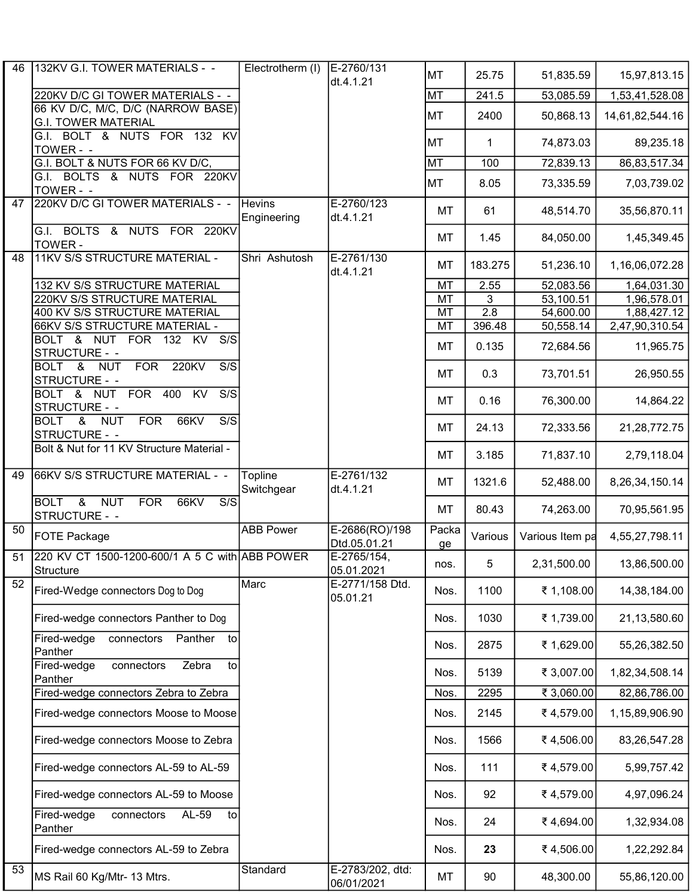| 46 | 132KV G.I. TOWER MATERIALS - - | Electrotherm (I) | E-2760/131 dt.4.1.21 | MT | 25.75 | 51,835.59 | 15,97,813.15 |
|---|---|---|---|---|---|---|---|
| | 220KV D/C GI TOWER MATERIALS - - | | | MT | 241.5 | 53,085.59 | 1,53,41,528.08 |
| | 66 KV D/C, M/C, D/C (NARROW BASE) G.I. TOWER MATERIAL | | | MT | 2400 | 50,868.13 | 14,61,82,544.16 |
| | G.I. BOLT & NUTS FOR 132 KV TOWER - - | | | MT | 1 | 74,873.03 | 89,235.18 |
| | G.I. BOLT & NUTS FOR 66 KV D/C, | | | MT | 100 | 72,839.13 | 86,83,517.34 |
| | G.I. BOLTS & NUTS FOR 220KV TOWER - - | | | MT | 8.05 | 73,335.59 | 7,03,739.02 |
| 47 | 220KV D/C GI TOWER MATERIALS - - | Hevins Engineering | E-2760/123 dt.4.1.21 | MT | 61 | 48,514.70 | 35,56,870.11 |
| | G.I. BOLTS & NUTS FOR 220KV TOWER - | | | MT | 1.45 | 84,050.00 | 1,45,349.45 |
| 48 | 11KV S/S STRUCTURE MATERIAL - | Shri Ashutosh | E-2761/130 dt.4.1.21 | MT | 183.275 | 51,236.10 | 1,16,06,072.28 |
| | 132 KV S/S STRUCTURE MATERIAL | | | MT | 2.55 | 52,083.56 | 1,64,031.30 |
| | 220KV S/S STRUCTURE MATERIAL | | | MT | 3 | 53,100.51 | 1,96,578.01 |
| | 400 KV S/S STRUCTURE MATERIAL | | | MT | 2.8 | 54,600.00 | 1,88,427.12 |
| | 66KV S/S STRUCTURE MATERIAL - | | | MT | 396.48 | 50,558.14 | 2,47,90,310.54 |
| | BOLT & NUT FOR 132 KV S/S STRUCTURE - - | | | MT | 0.135 | 72,684.56 | 11,965.75 |
| | BOLT & NUT FOR 220KV S/S STRUCTURE - - | | | MT | 0.3 | 73,701.51 | 26,950.55 |
| | BOLT & NUT FOR 400 KV S/S STRUCTURE - - | | | MT | 0.16 | 76,300.00 | 14,864.22 |
| | BOLT & NUT FOR 66KV S/S STRUCTURE - - | | | MT | 24.13 | 72,333.56 | 21,28,772.75 |
| | Bolt & Nut for 11 KV Structure Material - | | | MT | 3.185 | 71,837.10 | 2,79,118.04 |
| 49 | 66KV S/S STRUCTURE MATERIAL - - | Topline Switchgear | E-2761/132 dt.4.1.21 | MT | 1321.6 | 52,488.00 | 8,26,34,150.14 |
| | BOLT & NUT FOR 66KV S/S STRUCTURE - - | | | MT | 80.43 | 74,263.00 | 70,95,561.95 |
| 50 | FOTE Package | ABB Power | E-2686(RO)/198 Dtd.05.01.21 | Package | Various | Various Item pa | 4,55,27,798.11 |
| 51 | 220 KV CT 1500-1200-600/1 A 5 C with Structure | ABB POWER | E-2765/154, 05.01.2021 | nos. | 5 | 2,31,500.00 | 13,86,500.00 |
| 52 | Fired-Wedge connectors Dog to Dog | Marc | E-2771/158 Dtd. 05.01.21 | Nos. | 1100 | ₹ 1,108.00 | 14,38,184.00 |
| | Fired-wedge connectors Panther to Dog | | | Nos. | 1030 | ₹ 1,739.00 | 21,13,580.60 |
| | Fired-wedge connectors Panther to Panther | | | Nos. | 2875 | ₹ 1,629.00 | 55,26,382.50 |
| | Fired-wedge connectors Zebra to Panther | | | Nos. | 5139 | ₹ 3,007.00 | 1,82,34,508.14 |
| | Fired-wedge connectors Zebra to Zebra | | | Nos. | 2295 | ₹ 3,060.00 | 82,86,786.00 |
| | Fired-wedge connectors Moose to Moose | | | Nos. | 2145 | ₹ 4,579.00 | 1,15,89,906.90 |
| | Fired-wedge connectors Moose to Zebra | | | Nos. | 1566 | ₹ 4,506.00 | 83,26,547.28 |
| | Fired-wedge connectors AL-59 to AL-59 | | | Nos. | 111 | ₹ 4,579.00 | 5,99,757.42 |
| | Fired-wedge connectors AL-59 to Moose | | | Nos. | 92 | ₹ 4,579.00 | 4,97,096.24 |
| | Fired-wedge connectors AL-59 to Panther | | | Nos. | 24 | ₹ 4,694.00 | 1,32,934.08 |
| | Fired-wedge connectors AL-59 to Zebra | | | Nos. | **23** | ₹ 4,506.00 | 1,22,292.84 |
| 53 | MS Rail 60 Kg/Mtr- 13 Mtrs. | Standard | E-2783/202, dtd: 06/01/2021 | MT | 90 | 48,300.00 | 55,86,120.00 |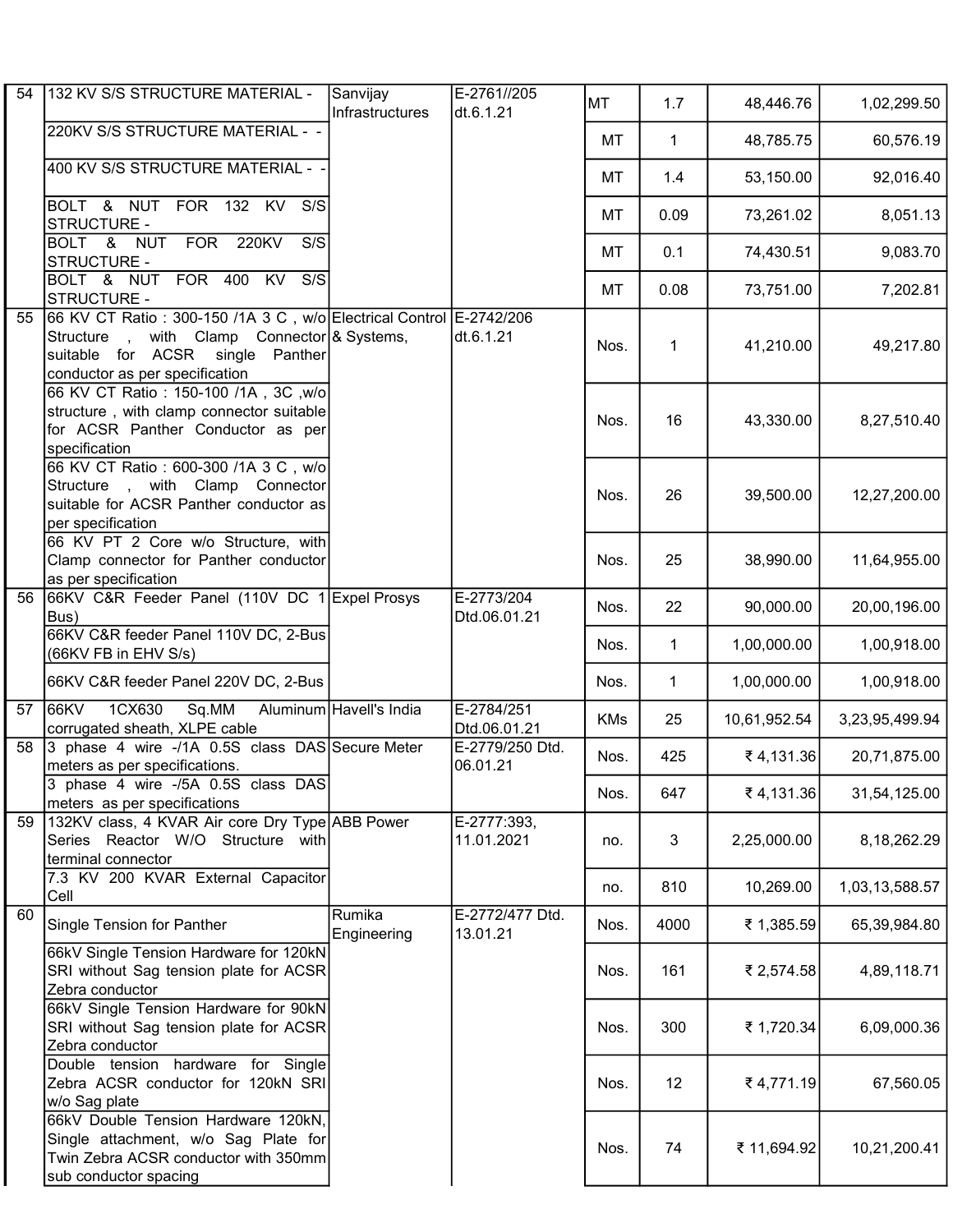| 54 | 132 KV S/S STRUCTURE MATERIAL - | Sanvijay Infrastructures | E-2761//205 dt.6.1.21 | MT | 1.7 | 48,446.76 | 1,02,299.50 |
|---|---|---|---|---|---|---|---|
| | 220KV S/S STRUCTURE MATERIAL - - | | | MT | 1 | 48,785.75 | 60,576.19 |
| | 400 KV S/S STRUCTURE MATERIAL - - | | | MT | 1.4 | 53,150.00 | 92,016.40 |
| | BOLT & NUT FOR 132 KV S/S STRUCTURE - | | | MT | 0.09 | 73,261.02 | 8,051.13 |
| | BOLT & NUT FOR 220KV S/S STRUCTURE - | | | MT | 0.1 | 74,430.51 | 9,083.70 |
| | BOLT & NUT FOR 400 KV S/S STRUCTURE - | | | MT | 0.08 | 73,751.00 | 7,202.81 |
| 55 | 66 KV CT Ratio : 300-150 /1A 3 C , w/o Structure , with Clamp Connector suitable for ACSR single Panther conductor as per specification | Electrical Control & Systems, | E-2742/206 dt.6.1.21 | Nos. | 1 | 41,210.00 | 49,217.80 |
| | 66 KV CT Ratio : 150-100 /1A , 3C ,w/o structure , with clamp connector suitable for ACSR Panther Conductor as per specification | | | Nos. | 16 | 43,330.00 | 8,27,510.40 |
| | 66 KV CT Ratio : 600-300 /1A 3 C , w/o Structure , with Clamp Connector suitable for ACSR Panther conductor as per specification | | | Nos. | 26 | 39,500.00 | 12,27,200.00 |
| | 66 KV PT 2 Core w/o Structure, with Clamp connector for Panther conductor as per specification | | | Nos. | 25 | 38,990.00 | 11,64,955.00 |
| 56 | 66KV C&R Feeder Panel (110V DC 1 Bus) | Expel Prosys | E-2773/204 Dtd.06.01.21 | Nos. | 22 | 90,000.00 | 20,00,196.00 |
| | 66KV C&R feeder Panel 110V DC, 2-Bus (66KV FB in EHV S/s) | | | Nos. | 1 | 1,00,000.00 | 1,00,918.00 |
| | 66KV C&R feeder Panel 220V DC, 2-Bus | | | Nos. | 1 | 1,00,000.00 | 1,00,918.00 |
| 57 | 66KV 1CX630 Sq.MM Aluminum corrugated sheath, XLPE cable | Havell's India | E-2784/251 Dtd.06.01.21 | KMs | 25 | 10,61,952.54 | 3,23,95,499.94 |
| 58 | 3 phase 4 wire -/1A 0.5S class DAS meters as per specifications. | Secure Meter | E-2779/250 Dtd. 06.01.21 | Nos. | 425 | ₹ 4,131.36 | 20,71,875.00 |
| | 3 phase 4 wire -/5A 0.5S class DAS meters as per specifications | | | Nos. | 647 | ₹ 4,131.36 | 31,54,125.00 |
| 59 | 132KV class, 4 KVAR Air core Dry Type Series Reactor W/O Structure with terminal connector | ABB Power | E-2777:393, 11.01.2021 | no. | 3 | 2,25,000.00 | 8,18,262.29 |
| | 7.3 KV 200 KVAR External Capacitor Cell | | | no. | 810 | 10,269.00 | 1,03,13,588.57 |
| 60 | Single Tension for Panther | Rumika Engineering | E-2772/477 Dtd. 13.01.21 | Nos. | 4000 | ₹ 1,385.59 | 65,39,984.80 |
| | 66kV Single Tension Hardware for 120kN SRI without Sag tension plate for ACSR Zebra conductor | | | Nos. | 161 | ₹ 2,574.58 | 4,89,118.71 |
| | 66kV Single Tension Hardware for 90kN SRI without Sag tension plate for ACSR Zebra conductor | | | Nos. | 300 | ₹ 1,720.34 | 6,09,000.36 |
| | Double tension hardware for Single Zebra ACSR conductor for 120kN SRI w/o Sag plate | | | Nos. | 12 | ₹ 4,771.19 | 67,560.05 |
| | 66kV Double Tension Hardware 120kN, Single attachment, w/o Sag Plate for Twin Zebra ACSR conductor with 350mm sub conductor spacing | | | Nos. | 74 | ₹ 11,694.92 | 10,21,200.41 |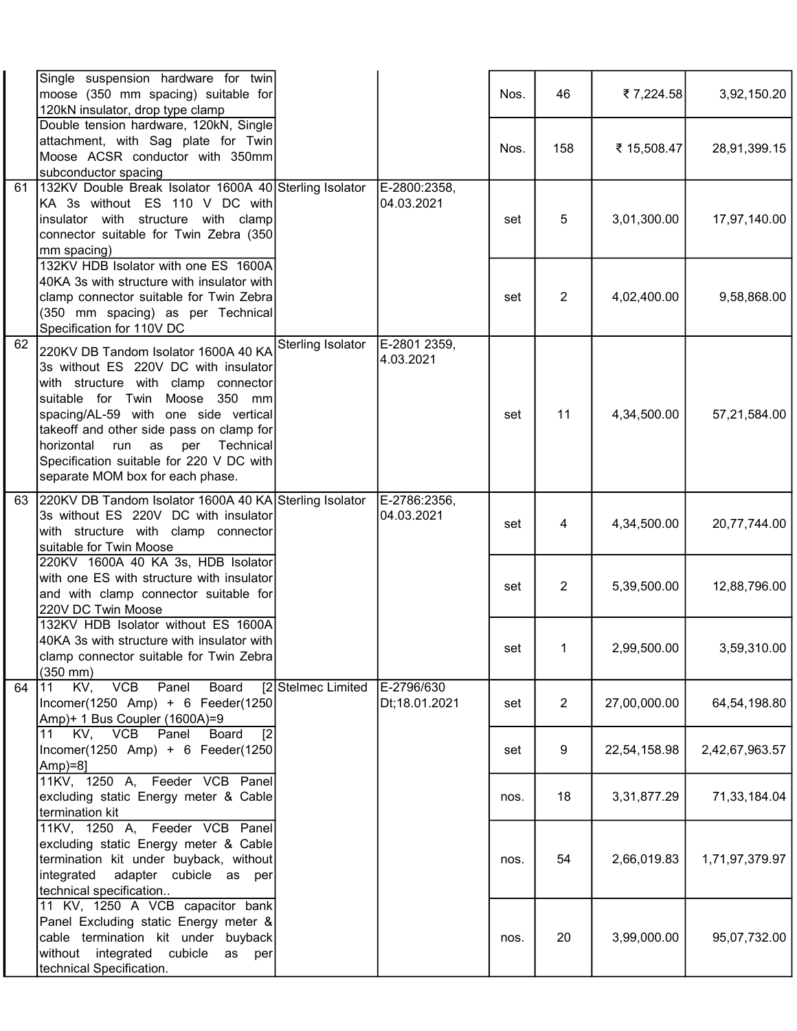| | | | | | | | |
|---|---|---|---|---|---|---|---|
| | Single suspension hardware for twin moose (350 mm spacing) suitable for 120kN insulator, drop type clamp | | | Nos. | 46 | ₹ 7,224.58 | 3,92,150.20 |
| | Double tension hardware, 120kN, Single attachment, with Sag plate for Twin Moose ACSR conductor with 350mm subconductor spacing | | | Nos. | 158 | ₹ 15,508.47 | 28,91,399.15 |
| 61 | 132KV Double Break Isolator 1600A 40 KA 3s without ES 110 V DC with insulator with structure with clamp connector suitable for Twin Zebra (350 mm spacing) | Sterling Isolator | E-2800:2358, 04.03.2021 | set | 5 | 3,01,300.00 | 17,97,140.00 |
| | 132KV HDB Isolator with one ES 1600A 40KA 3s with structure with insulator with clamp connector suitable for Twin Zebra (350 mm spacing) as per Technical Specification for 110V DC | | | set | 2 | 4,02,400.00 | 9,58,868.00 |
| 62 | 220KV DB Tandom Isolator 1600A 40 KA 3s without ES 220V DC with insulator with structure with clamp connector suitable for Twin Moose 350 mm spacing/AL-59 with one side vertical takeoff and other side pass on clamp for horizontal run as per Technical Specification suitable for 220 V DC with separate MOM box for each phase. | Sterling Isolator | E-2801 2359, 4.03.2021 | set | 11 | 4,34,500.00 | 57,21,584.00 |
| 63 | 220KV DB Tandom Isolator 1600A 40 KA 3s without ES 220V DC with insulator with structure with clamp connector suitable for Twin Moose | Sterling Isolator | E-2786:2356, 04.03.2021 | set | 4 | 4,34,500.00 | 20,77,744.00 |
| | 220KV 1600A 40 KA 3s, HDB Isolator with one ES with structure with insulator and with clamp connector suitable for 220V DC Twin Moose | | | set | 2 | 5,39,500.00 | 12,88,796.00 |
| | 132KV HDB Isolator without ES 1600A 40KA 3s with structure with insulator with clamp connector suitable for Twin Zebra (350 mm) | | | set | 1 | 2,99,500.00 | 3,59,310.00 |
| 64 | 11 KV, VCB Panel Board [2 Incomer(1250 Amp) + 6 Feeder(1250 Amp)+ 1 Bus Coupler (1600A)=9 | Stelmec Limited | E-2796/630 Dt;18.01.2021 | set | 2 | 27,00,000.00 | 64,54,198.80 |
| | 11 KV, VCB Panel Board [2 Incomer(1250 Amp) + 6 Feeder(1250 Amp)=8] | | | set | 9 | 22,54,158.98 | 2,42,67,963.57 |
| | 11KV, 1250 A, Feeder VCB Panel excluding static Energy meter & Cable termination kit | | | nos. | 18 | 3,31,877.29 | 71,33,184.04 |
| | 11KV, 1250 A, Feeder VCB Panel excluding static Energy meter & Cable termination kit under buyback, without integrated adapter cubicle as per technical specification.. | | | nos. | 54 | 2,66,019.83 | 1,71,97,379.97 |
| | 11 KV, 1250 A VCB capacitor bank Panel Excluding static Energy meter & cable termination kit under buyback without integrated cubicle as per technical Specification. | | | nos. | 20 | 3,99,000.00 | 95,07,732.00 |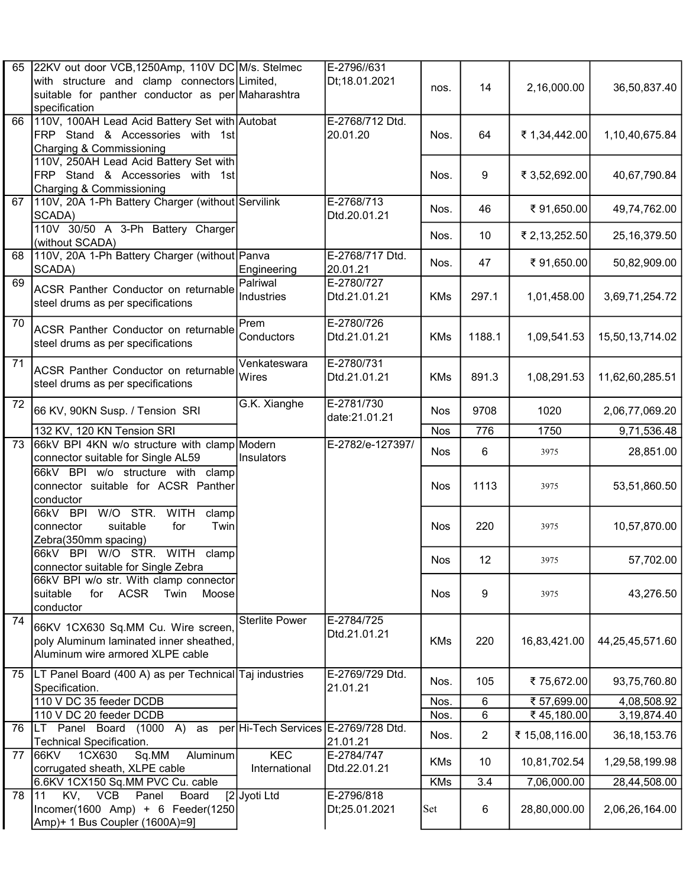| | | | | | | | |
|---|---|---|---|---|---|---|---|
| 65 | 22KV out door VCB,1250Amp, 110V DC with structure and clamp connectors suitable for panther conductor as per specification | M/s. Stelmec Limited, Maharashtra | E-2796//631 Dt;18.01.2021 | nos. | 14 | 2,16,000.00 | 36,50,837.40 |
| 66 | 110V, 100AH Lead Acid Battery Set with FRP Stand & Accessories with 1st Charging & Commissioning | Autobat | E-2768/712 Dtd. 20.01.20 | Nos. | 64 | ₹ 1,34,442.00 | 1,10,40,675.84 |
| | 110V, 250AH Lead Acid Battery Set with FRP Stand & Accessories with 1st Charging & Commissioning | | | Nos. | 9 | ₹ 3,52,692.00 | 40,67,790.84 |
| 67 | 110V, 20A 1-Ph Battery Charger (without SCADA) | Servilink | E-2768/713 Dtd.20.01.21 | Nos. | 46 | ₹ 91,650.00 | 49,74,762.00 |
| | 110V 30/50 A 3-Ph Battery Charger (without SCADA) | | | Nos. | 10 | ₹ 2,13,252.50 | 25,16,379.50 |
| 68 | 110V, 20A 1-Ph Battery Charger (without SCADA) | Panva Engineering | E-2768/717 Dtd. 20.01.21 | Nos. | 47 | ₹ 91,650.00 | 50,82,909.00 |
| 69 | ACSR Panther Conductor on returnable steel drums as per specifications | Palriwal Industries | E-2780/727 Dtd.21.01.21 | KMs | 297.1 | 1,01,458.00 | 3,69,71,254.72 |
| 70 | ACSR Panther Conductor on returnable steel drums as per specifications | Prem Conductors | E-2780/726 Dtd.21.01.21 | KMs | 1188.1 | 1,09,541.53 | 15,50,13,714.02 |
| 71 | ACSR Panther Conductor on returnable steel drums as per specifications | Venkateswara Wires | E-2780/731 Dtd.21.01.21 | KMs | 891.3 | 1,08,291.53 | 11,62,60,285.51 |
| 72 | 66 KV, 90KN Susp. / Tension SRI | G.K. Xianghe | E-2781/730 date:21.01.21 | Nos | 9708 | 1020 | 2,06,77,069.20 |
| | 132 KV, 120 KN Tension SRI | | | Nos | 776 | 1750 | 9,71,536.48 |
| 73 | 66kV BPI 4KN w/o structure with clamp connector suitable for Single AL59 | Modern Insulators | E-2782/e-127397/ | Nos | 6 | 3975 | 28,851.00 |
| | 66kV BPI w/o structure with clamp connector suitable for ACSR Panther conductor | | | Nos | 1113 | 3975 | 53,51,860.50 |
| | 66kV BPI W/O STR. WITH clamp connector suitable for Twin Zebra(350mm spacing) | | | Nos | 220 | 3975 | 10,57,870.00 |
| | 66kV BPI W/O STR. WITH clamp connector suitable for Single Zebra | | | Nos | 12 | 3975 | 57,702.00 |
| | 66kV BPI w/o str. With clamp connector suitable for ACSR Twin Moose conductor | | | Nos | 9 | 3975 | 43,276.50 |
| 74 | 66KV 1CX630 Sq.MM Cu. Wire screen, poly Aluminum laminated inner sheathed, Aluminum wire armored XLPE cable | Sterlite Power | E-2784/725 Dtd.21.01.21 | KMs | 220 | 16,83,421.00 | 44,25,45,571.60 |
| 75 | LT Panel Board (400 A) as per Technical Specification. | Taj industries | E-2769/729 Dtd. 21.01.21 | Nos. | 105 | ₹ 75,672.00 | 93,75,760.80 |
| | 110 V DC 35 feeder DCDB | | | Nos. | 6 | ₹ 57,699.00 | 4,08,508.92 |
| | 110 V DC 20 feeder DCDB | | | Nos. | 6 | ₹ 45,180.00 | 3,19,874.40 |
| 76 | LT Panel Board (1000 A) as per Technical Specification. | Hi-Tech Services | E-2769/728 Dtd. 21.01.21 | Nos. | 2 | ₹ 15,08,116.00 | 36,18,153.76 |
| 77 | 66KV 1CX630 Sq.MM Aluminum corrugated sheath, XLPE cable | KEC International | E-2784/747 Dtd.22.01.21 | KMs | 10 | 10,81,702.54 | 1,29,58,199.98 |
| | 6.6KV 1CX150 Sq.MM PVC Cu. cable | | | KMs | 3.4 | 7,06,000.00 | 28,44,508.00 |
| 78 | 11 KV, VCB Panel Board [2 Incomer(1600 Amp) + 6 Feeder(1250 Amp)+ 1 Bus Coupler (1600A)=9] | Jyoti Ltd | E-2796/818 Dt;25.01.2021 | Set | 6 | 28,80,000.00 | 2,06,26,164.00 |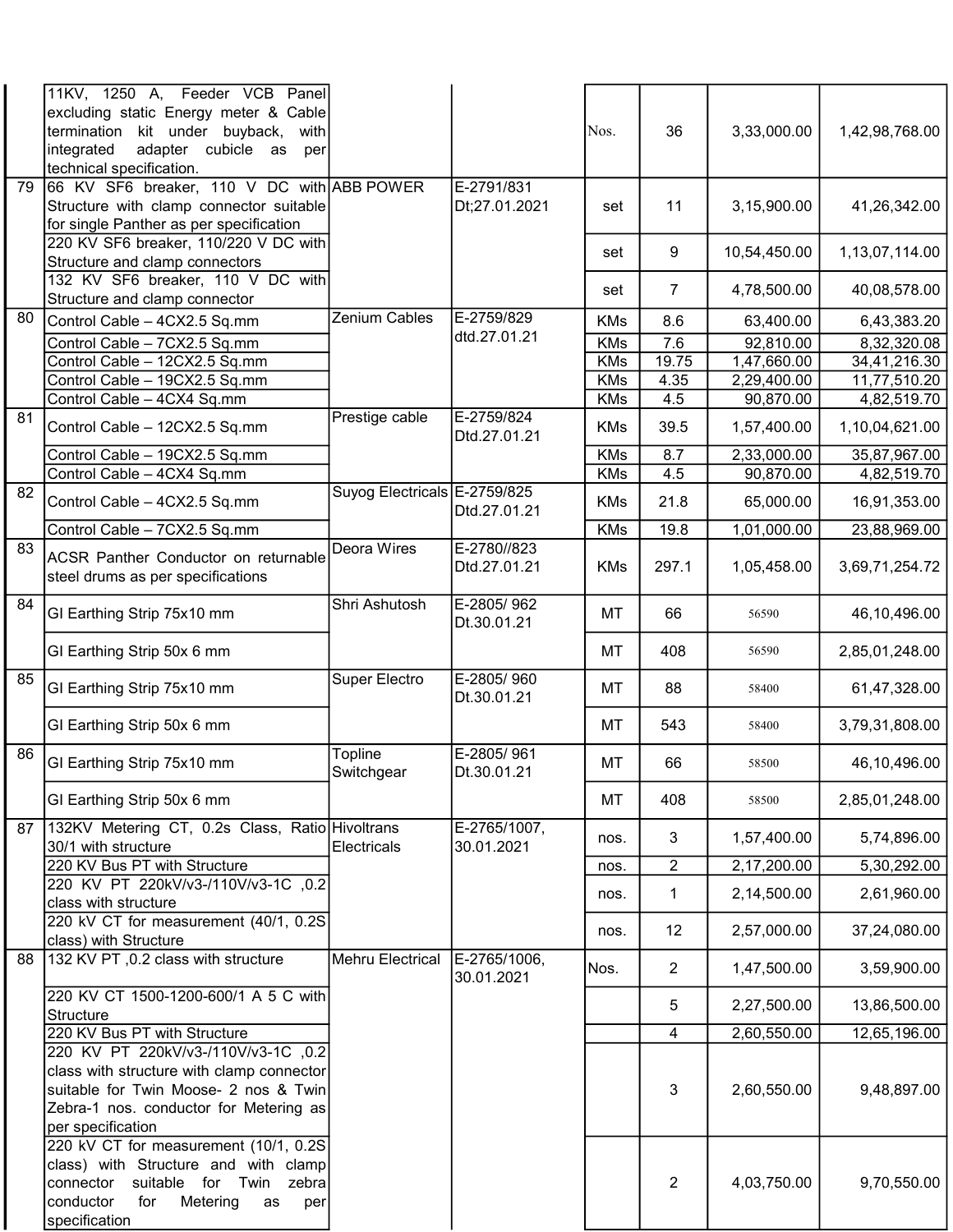| | | | | | | | |
|---|---|---|---|---|---|---|---|
| | 11KV, 1250 A, Feeder VCB Panel excluding static Energy meter & Cable termination kit under buyback, with integrated adapter cubicle as per technical specification. | | | Nos. | 36 | 3,33,000.00 | 1,42,98,768.00 |
| 79 | 66 KV SF6 breaker, 110 V DC with Structure with clamp connector suitable for single Panther as per specification | ABB POWER | E-2791/831 Dt;27.01.2021 | set | 11 | 3,15,900.00 | 41,26,342.00 |
| | 220 KV SF6 breaker, 110/220 V DC with Structure and clamp connectors | | | set | 9 | 10,54,450.00 | 1,13,07,114.00 |
| | 132 KV SF6 breaker, 110 V DC with Structure and clamp connector | | | set | 7 | 4,78,500.00 | 40,08,578.00 |
| 80 | Control Cable – 4CX2.5 Sq.mm | Zenium Cables | E-2759/829 dtd.27.01.21 | KMs | 8.6 | 63,400.00 | 6,43,383.20 |
| | Control Cable – 7CX2.5 Sq.mm | | | KMs | 7.6 | 92,810.00 | 8,32,320.08 |
| | Control Cable – 12CX2.5 Sq.mm | | | KMs | 19.75 | 1,47,660.00 | 34,41,216.30 |
| | Control Cable – 19CX2.5 Sq.mm | | | KMs | 4.35 | 2,29,400.00 | 11,77,510.20 |
| | Control Cable – 4CX4 Sq.mm | | | KMs | 4.5 | 90,870.00 | 4,82,519.70 |
| 81 | Control Cable – 12CX2.5 Sq.mm | Prestige cable | E-2759/824 Dtd.27.01.21 | KMs | 39.5 | 1,57,400.00 | 1,10,04,621.00 |
| | Control Cable – 19CX2.5 Sq.mm | | | KMs | 8.7 | 2,33,000.00 | 35,87,967.00 |
| | Control Cable – 4CX4 Sq.mm | | | KMs | 4.5 | 90,870.00 | 4,82,519.70 |
| 82 | Control Cable – 4CX2.5 Sq.mm | Suyog Electricals | E-2759/825 Dtd.27.01.21 | KMs | 21.8 | 65,000.00 | 16,91,353.00 |
| | Control Cable – 7CX2.5 Sq.mm | | | KMs | 19.8 | 1,01,000.00 | 23,88,969.00 |
| 83 | ACSR Panther Conductor on returnable steel drums as per specifications | Deora Wires | E-2780//823 Dtd.27.01.21 | KMs | 297.1 | 1,05,458.00 | 3,69,71,254.72 |
| 84 | GI Earthing Strip 75x10 mm | Shri Ashutosh | E-2805/ 962 Dt.30.01.21 | MT | 66 | 56590 | 46,10,496.00 |
| | GI Earthing Strip 50x 6 mm | | | MT | 408 | 56590 | 2,85,01,248.00 |
| 85 | GI Earthing Strip 75x10 mm | Super Electro | E-2805/ 960 Dt.30.01.21 | MT | 88 | 58400 | 61,47,328.00 |
| | GI Earthing Strip 50x 6 mm | | | MT | 543 | 58400 | 3,79,31,808.00 |
| 86 | GI Earthing Strip 75x10 mm | Topline Switchgear | E-2805/ 961 Dt.30.01.21 | MT | 66 | 58500 | 46,10,496.00 |
| | GI Earthing Strip 50x 6 mm | | | MT | 408 | 58500 | 2,85,01,248.00 |
| 87 | 132KV Metering CT, 0.2s Class, Ratio 30/1 with structure | Hivoltrans Electricals | E-2765/1007, 30.01.2021 | nos. | 3 | 1,57,400.00 | 5,74,896.00 |
| | 220 KV Bus PT with Structure | | | nos. | 2 | 2,17,200.00 | 5,30,292.00 |
| | 220 KV PT 220kV/v3-/110V/v3-1C ,0.2 class with structure | | | nos. | 1 | 2,14,500.00 | 2,61,960.00 |
| | 220 kV CT for measurement (40/1, 0.2S class) with Structure | | | nos. | 12 | 2,57,000.00 | 37,24,080.00 |
| 88 | 132 KV PT ,0.2 class with structure | Mehru Electrical | E-2765/1006, 30.01.2021 | Nos. | 2 | 1,47,500.00 | 3,59,900.00 |
| | 220 KV CT 1500-1200-600/1 A 5 C with Structure | | | | 5 | 2,27,500.00 | 13,86,500.00 |
| | 220 KV Bus PT with Structure | | | | 4 | 2,60,550.00 | 12,65,196.00 |
| | 220 KV PT 220kV/v3-/110V/v3-1C ,0.2 class with structure with clamp connector suitable for Twin Moose- 2 nos & Twin Zebra-1 nos. conductor for Metering as per specification | | | | 3 | 2,60,550.00 | 9,48,897.00 |
| | 220 kV CT for measurement (10/1, 0.2S class) with Structure and with clamp connector suitable for Twin zebra conductor for Metering as per specification | | | | 2 | 4,03,750.00 | 9,70,550.00 |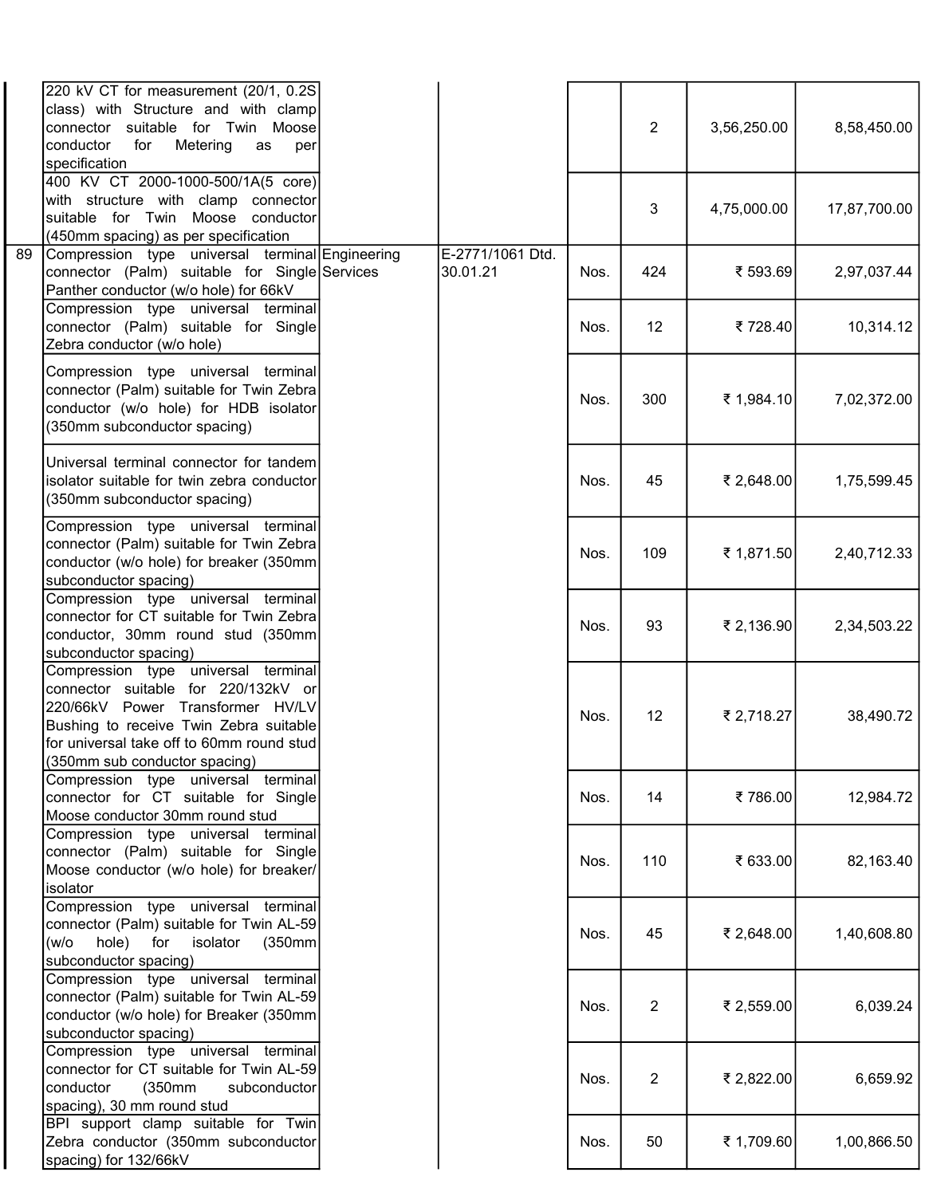| | | | | | | | |
|---|---|---|---|---|---|---|---|
| | 220 kV CT for measurement (20/1, 0.2S class) with Structure and with clamp connector suitable for Twin Moose conductor for Metering as per specification | | | | 2 | 3,56,250.00 | 8,58,450.00 |
| | 400 KV CT 2000-1000-500/1A(5 core) with structure with clamp connector suitable for Twin Moose conductor (450mm spacing) as per specification | | | | 3 | 4,75,000.00 | 17,87,700.00 |
| 89 | Compression type universal terminal connector (Palm) suitable for Single Panther conductor (w/o hole) for 66kV | Engineering Services | E-2771/1061 Dtd. 30.01.21 | Nos. | 424 | ₹ 593.69 | 2,97,037.44 |
| | Compression type universal terminal connector (Palm) suitable for Single Zebra conductor (w/o hole) | | | Nos. | 12 | ₹ 728.40 | 10,314.12 |
| | Compression type universal terminal connector (Palm) suitable for Twin Zebra conductor (w/o hole) for HDB isolator (350mm subconductor spacing) | | | Nos. | 300 | ₹ 1,984.10 | 7,02,372.00 |
| | Universal terminal connector for tandem isolator suitable for twin zebra conductor (350mm subconductor spacing) | | | Nos. | 45 | ₹ 2,648.00 | 1,75,599.45 |
| | Compression type universal terminal connector (Palm) suitable for Twin Zebra conductor (w/o hole) for breaker (350mm subconductor spacing) | | | Nos. | 109 | ₹ 1,871.50 | 2,40,712.33 |
| | Compression type universal terminal connector for CT suitable for Twin Zebra conductor, 30mm round stud (350mm subconductor spacing) | | | Nos. | 93 | ₹ 2,136.90 | 2,34,503.22 |
| | Compression type universal terminal connector suitable for 220/132kV or 220/66kV Power Transformer HV/LV Bushing to receive Twin Zebra suitable for universal take off to 60mm round stud (350mm sub conductor spacing) | | | Nos. | 12 | ₹ 2,718.27 | 38,490.72 |
| | Compression type universal terminal connector for CT suitable for Single Moose conductor 30mm round stud | | | Nos. | 14 | ₹ 786.00 | 12,984.72 |
| | Compression type universal terminal connector (Palm) suitable for Single Moose conductor (w/o hole) for breaker/ isolator | | | Nos. | 110 | ₹ 633.00 | 82,163.40 |
| | Compression type universal terminal connector (Palm) suitable for Twin AL-59 (w/o hole) for isolator (350mm subconductor spacing) | | | Nos. | 45 | ₹ 2,648.00 | 1,40,608.80 |
| | Compression type universal terminal connector (Palm) suitable for Twin AL-59 conductor (w/o hole) for Breaker (350mm subconductor spacing) | | | Nos. | 2 | ₹ 2,559.00 | 6,039.24 |
| | Compression type universal terminal connector for CT suitable for Twin AL-59 conductor (350mm subconductor spacing), 30 mm round stud | | | Nos. | 2 | ₹ 2,822.00 | 6,659.92 |
| | BPI support clamp suitable for Twin Zebra conductor (350mm subconductor spacing) for 132/66kV | | | Nos. | 50 | ₹ 1,709.60 | 1,00,866.50 |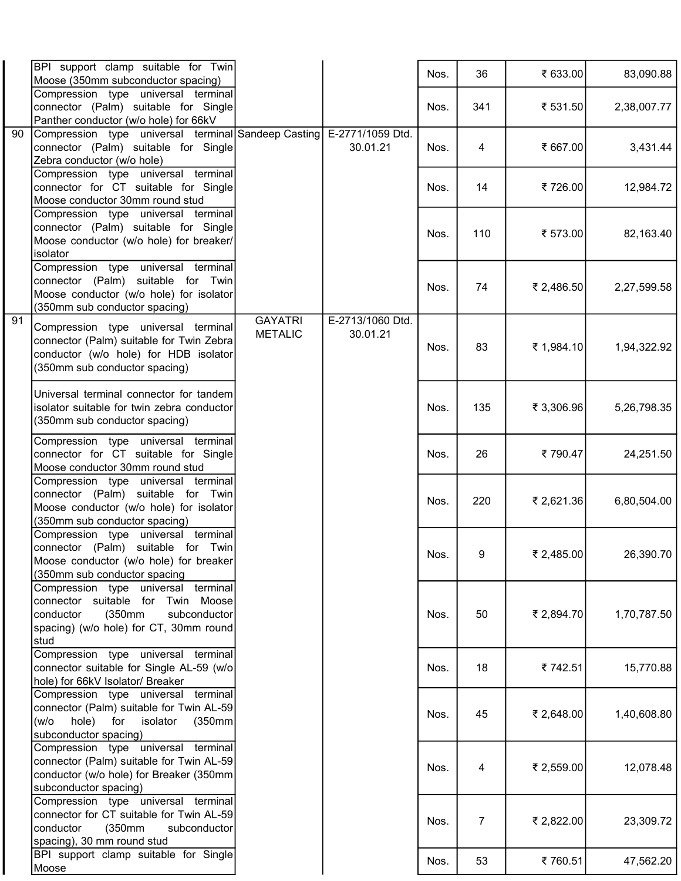| | | | | | | | |
|---|---|---|---|---|---|---|---|
| | BPI support clamp suitable for Twin Moose (350mm subconductor spacing) | | | Nos. | 36 | ₹ 633.00 | 83,090.88 |
| | Compression type universal terminal connector (Palm) suitable for Single Panther conductor (w/o hole) for 66kV | | | Nos. | 341 | ₹ 531.50 | 2,38,007.77 |
| 90 | Compression type universal terminal connector (Palm) suitable for Single Zebra conductor (w/o hole) | Sandeep Casting | E-2771/1059 Dtd. 30.01.21 | Nos. | 4 | ₹ 667.00 | 3,431.44 |
| | Compression type universal terminal connector for CT suitable for Single Moose conductor 30mm round stud | | | Nos. | 14 | ₹ 726.00 | 12,984.72 |
| | Compression type universal terminal connector (Palm) suitable for Single Moose conductor (w/o hole) for breaker/ isolator | | | Nos. | 110 | ₹ 573.00 | 82,163.40 |
| | Compression type universal terminal connector (Palm) suitable for Twin Moose conductor (w/o hole) for isolator (350mm sub conductor spacing) | | | Nos. | 74 | ₹ 2,486.50 | 2,27,599.58 |
| 91 | Compression type universal terminal connector (Palm) suitable for Twin Zebra conductor (w/o hole) for HDB isolator (350mm sub conductor spacing) | GAYATRI METALIC | E-2713/1060 Dtd. 30.01.21 | Nos. | 83 | ₹ 1,984.10 | 1,94,322.92 |
| | Universal terminal connector for tandem isolator suitable for twin zebra conductor (350mm sub conductor spacing) | | | Nos. | 135 | ₹ 3,306.96 | 5,26,798.35 |
| | Compression type universal terminal connector for CT suitable for Single Moose conductor 30mm round stud | | | Nos. | 26 | ₹ 790.47 | 24,251.50 |
| | Compression type universal terminal connector (Palm) suitable for Twin Moose conductor (w/o hole) for isolator (350mm sub conductor spacing) | | | Nos. | 220 | ₹ 2,621.36 | 6,80,504.00 |
| | Compression type universal terminal connector (Palm) suitable for Twin Moose conductor (w/o hole) for breaker (350mm sub conductor spacing | | | Nos. | 9 | ₹ 2,485.00 | 26,390.70 |
| | Compression type universal terminal connector suitable for Twin Moose conductor (350mm subconductor spacing) (w/o hole) for CT, 30mm round stud | | | Nos. | 50 | ₹ 2,894.70 | 1,70,787.50 |
| | Compression type universal terminal connector suitable for Single AL-59 (w/o hole) for 66kV Isolator/ Breaker | | | Nos. | 18 | ₹ 742.51 | 15,770.88 |
| | Compression type universal terminal connector (Palm) suitable for Twin AL-59 (w/o hole) for isolator (350mm subconductor spacing) | | | Nos. | 45 | ₹ 2,648.00 | 1,40,608.80 |
| | Compression type universal terminal connector (Palm) suitable for Twin AL-59 conductor (w/o hole) for Breaker (350mm subconductor spacing) | | | Nos. | 4 | ₹ 2,559.00 | 12,078.48 |
| | Compression type universal terminal connector for CT suitable for Twin AL-59 conductor (350mm subconductor spacing), 30 mm round stud | | | Nos. | 7 | ₹ 2,822.00 | 23,309.72 |
| | BPI support clamp suitable for Single Moose | | | Nos. | 53 | ₹ 760.51 | 47,562.20 |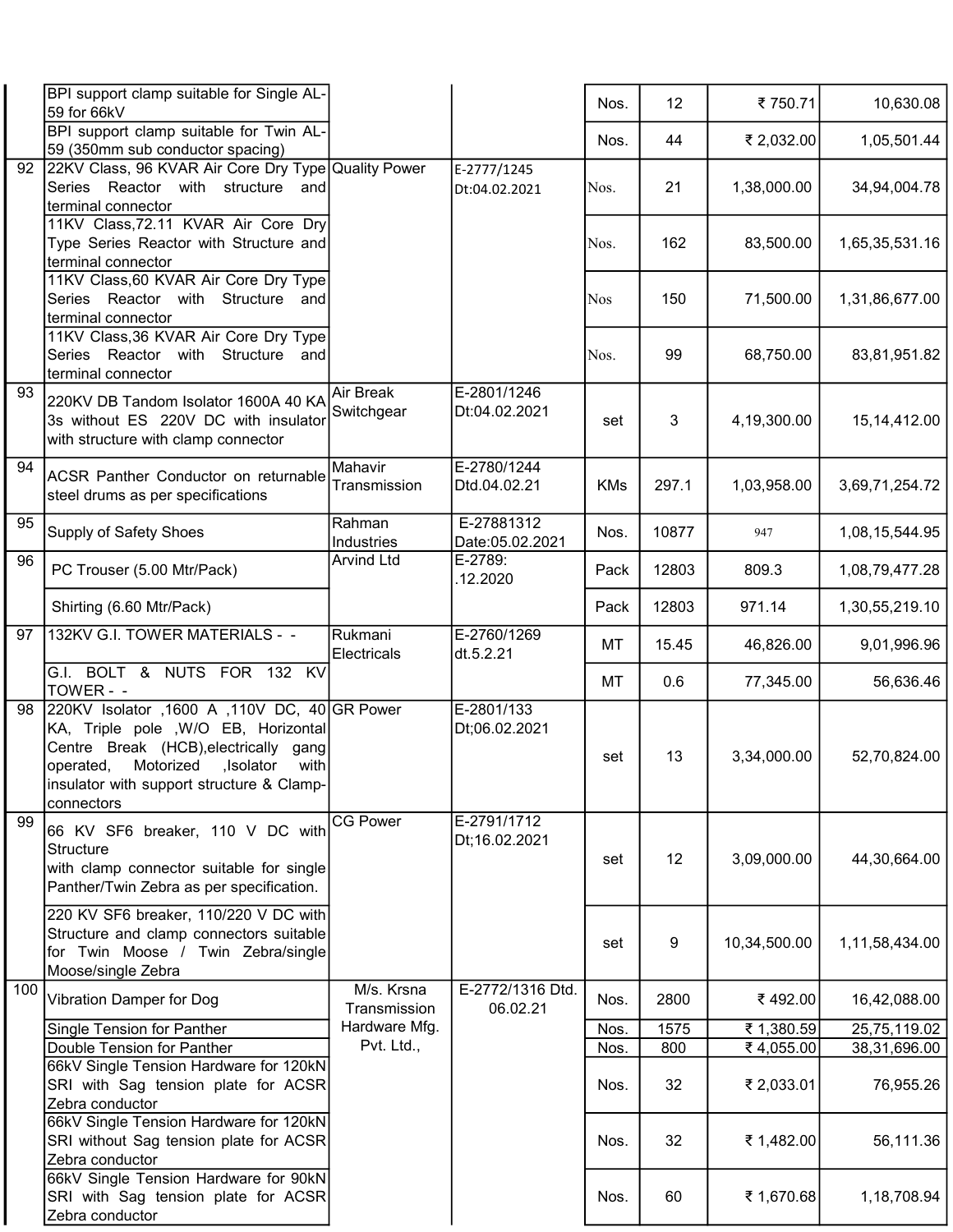| | | | | | | | |
|---|---|---|---|---|---|---|---|
| | BPI support clamp suitable for Single AL-59 for 66kV | | | Nos. | 12 | ₹ 750.71 | 10,630.08 |
| | BPI support clamp suitable for Twin AL-59 (350mm sub conductor spacing) | | | Nos. | 44 | ₹ 2,032.00 | 1,05,501.44 |
| 92 | 22KV Class, 96 KVAR Air Core Dry Type Series Reactor with structure and terminal connector | Quality Power | E-2777/1245 Dt:04.02.2021 | Nos. | 21 | 1,38,000.00 | 34,94,004.78 |
| | 11KV Class,72.11 KVAR Air Core Dry Type Series Reactor with Structure and terminal connector | | | Nos. | 162 | 83,500.00 | 1,65,35,531.16 |
| | 11KV Class,60 KVAR Air Core Dry Type Series Reactor with Structure and terminal connector | | | Nos | 150 | 71,500.00 | 1,31,86,677.00 |
| | 11KV Class,36 KVAR Air Core Dry Type Series Reactor with Structure and terminal connector | | | Nos. | 99 | 68,750.00 | 83,81,951.82 |
| 93 | 220KV DB Tandom Isolator 1600A 40 KA 3s without ES 220V DC with insulator with structure with clamp connector | Air Break Switchgear | E-2801/1246 Dt:04.02.2021 | set | 3 | 4,19,300.00 | 15,14,412.00 |
| 94 | ACSR Panther Conductor on returnable steel drums as per specifications | Mahavir Transmission | E-2780/1244 Dtd.04.02.21 | KMs | 297.1 | 1,03,958.00 | 3,69,71,254.72 |
| 95 | Supply of Safety Shoes | Rahman Industries | E-27881312 Date:05.02.2021 | Nos. | 10877 | 947 | 1,08,15,544.95 |
| 96 | PC Trouser (5.00 Mtr/Pack) | Arvind Ltd | E-2789: .12.2020 | Pack | 12803 | 809.3 | 1,08,79,477.28 |
| | Shirting (6.60 Mtr/Pack) | | | Pack | 12803 | 971.14 | 1,30,55,219.10 |
| 97 | 132KV G.I. TOWER MATERIALS - - | Rukmani Electricals | E-2760/1269 dt.5.2.21 | MT | 15.45 | 46,826.00 | 9,01,996.96 |
| | G.I. BOLT & NUTS FOR 132 KV TOWER - - | | | MT | 0.6 | 77,345.00 | 56,636.46 |
| 98 | 220KV Isolator ,1600 A ,110V DC, 40 KA, Triple pole ,W/O EB, Horizontal Centre Break (HCB),electrically gang operated, Motorized ,Isolator with insulator with support structure & Clamp-connectors | GR Power | E-2801/133 Dt;06.02.2021 | set | 13 | 3,34,000.00 | 52,70,824.00 |
| 99 | 66 KV SF6 breaker, 110 V DC with Structure with clamp connector suitable for single Panther/Twin Zebra as per specification. | CG Power | E-2791/1712 Dt;16.02.2021 | set | 12 | 3,09,000.00 | 44,30,664.00 |
| | 220 KV SF6 breaker, 110/220 V DC with Structure and clamp connectors suitable for Twin Moose / Twin Zebra/single Moose/single Zebra | | | set | 9 | 10,34,500.00 | 1,11,58,434.00 |
| 100 | Vibration Damper for Dog | M/s. Krsna Transmission Hardware Mfg. Pvt. Ltd., | E-2772/1316 Dtd. 06.02.21 | Nos. | 2800 | ₹ 492.00 | 16,42,088.00 |
| | Single Tension for Panther | | | Nos. | 1575 | ₹ 1,380.59 | 25,75,119.02 |
| | Double Tension for Panther | | | Nos. | 800 | ₹ 4,055.00 | 38,31,696.00 |
| | 66kV Single Tension Hardware for 120kN SRI with Sag tension plate for ACSR Zebra conductor | | | Nos. | 32 | ₹ 2,033.01 | 76,955.26 |
| | 66kV Single Tension Hardware for 120kN SRI without Sag tension plate for ACSR Zebra conductor | | | Nos. | 32 | ₹ 1,482.00 | 56,111.36 |
| | 66kV Single Tension Hardware for 90kN SRI with Sag tension plate for ACSR Zebra conductor | | | Nos. | 60 | ₹ 1,670.68 | 1,18,708.94 |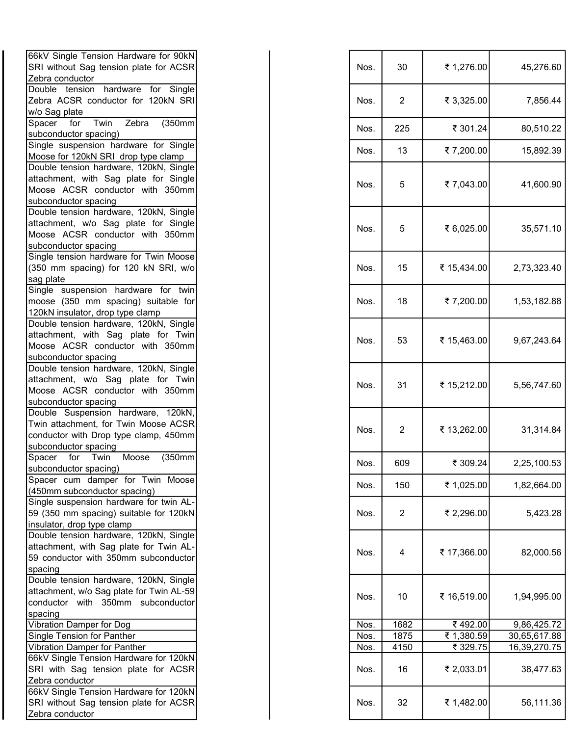| Description | Unit | Qty | Rate | Amount |
|---|---|---|---|---|
| 66kV Single Tension Hardware for 90kN SRI without Sag tension plate for ACSR Zebra conductor | Nos. | 30 | ₹ 1,276.00 | 45,276.60 |
| Double tension hardware for Single Zebra ACSR conductor for 120kN SRI w/o Sag plate | Nos. | 2 | ₹ 3,325.00 | 7,856.44 |
| Spacer for Twin Zebra (350mm subconductor spacing) | Nos. | 225 | ₹ 301.24 | 80,510.22 |
| Single suspension hardware for Single Moose for 120kN SRI drop type clamp | Nos. | 13 | ₹ 7,200.00 | 15,892.39 |
| Double tension hardware, 120kN, Single attachment, with Sag plate for Single Moose ACSR conductor with 350mm subconductor spacing | Nos. | 5 | ₹ 7,043.00 | 41,600.90 |
| Double tension hardware, 120kN, Single attachment, w/o Sag plate for Single Moose ACSR conductor with 350mm subconductor spacing | Nos. | 5 | ₹ 6,025.00 | 35,571.10 |
| Single tension hardware for Twin Moose (350 mm spacing) for 120 kN SRI, w/o sag plate | Nos. | 15 | ₹ 15,434.00 | 2,73,323.40 |
| Single suspension hardware for twin moose (350 mm spacing) suitable for 120kN insulator, drop type clamp | Nos. | 18 | ₹ 7,200.00 | 1,53,182.88 |
| Double tension hardware, 120kN, Single attachment, with Sag plate for Twin Moose ACSR conductor with 350mm subconductor spacing | Nos. | 53 | ₹ 15,463.00 | 9,67,243.64 |
| Double tension hardware, 120kN, Single attachment, w/o Sag plate for Twin Moose ACSR conductor with 350mm subconductor spacing | Nos. | 31 | ₹ 15,212.00 | 5,56,747.60 |
| Double Suspension hardware, 120kN, Twin attachment, for Twin Moose ACSR conductor with Drop type clamp, 450mm subconductor spacing | Nos. | 2 | ₹ 13,262.00 | 31,314.84 |
| Spacer for Twin Moose (350mm subconductor spacing) | Nos. | 609 | ₹ 309.24 | 2,25,100.53 |
| Spacer cum damper for Twin Moose (450mm subconductor spacing) | Nos. | 150 | ₹ 1,025.00 | 1,82,664.00 |
| Single suspension hardware for twin AL-59 (350 mm spacing) suitable for 120kN insulator, drop type clamp | Nos. | 2 | ₹ 2,296.00 | 5,423.28 |
| Double tension hardware, 120kN, Single attachment, with Sag plate for Twin AL-59 conductor with 350mm subconductor spacing | Nos. | 4 | ₹ 17,366.00 | 82,000.56 |
| Double tension hardware, 120kN, Single attachment, w/o Sag plate for Twin AL-59 conductor with 350mm subconductor spacing | Nos. | 10 | ₹ 16,519.00 | 1,94,995.00 |
| Vibration Damper for Dog | Nos. | 1682 | ₹ 492.00 | 9,86,425.72 |
| Single Tension for Panther | Nos. | 1875 | ₹ 1,380.59 | 30,65,617.88 |
| Vibration Damper for Panther | Nos. | 4150 | ₹ 329.75 | 16,39,270.75 |
| 66kV Single Tension Hardware for 120kN SRI with Sag tension plate for ACSR Zebra conductor | Nos. | 16 | ₹ 2,033.01 | 38,477.63 |
| 66kV Single Tension Hardware for 120kN SRI without Sag tension plate for ACSR Zebra conductor | Nos. | 32 | ₹ 1,482.00 | 56,111.36 |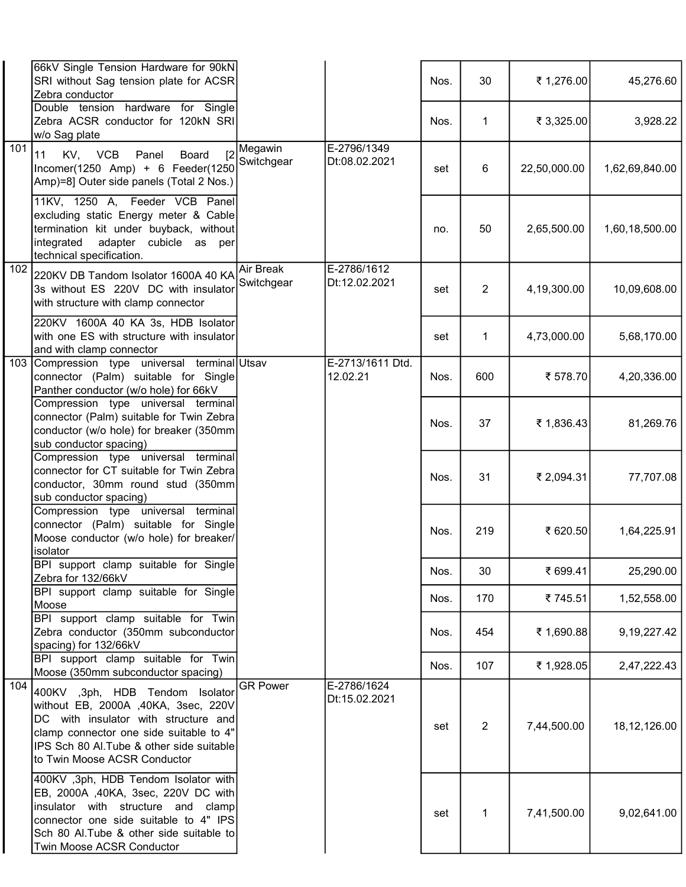| | | | | | | | |
|---|---|---|---|---|---|---|---|
| | 66kV Single Tension Hardware for 90kN SRI without Sag tension plate for ACSR Zebra conductor | | | Nos. | 30 | ₹ 1,276.00 | 45,276.60 |
| | Double tension hardware for Single Zebra ACSR conductor for 120kN SRI w/o Sag plate | | | Nos. | 1 | ₹ 3,325.00 | 3,928.22 |
| 101 | 11 KV, VCB Panel Board [2 Incomer(1250 Amp) + 6 Feeder(1250 Amp)=8] Outer side panels (Total 2 Nos.) | Megawin Switchgear | E-2796/1349 Dt:08.02.2021 | set | 6 | 22,50,000.00 | 1,62,69,840.00 |
| | 11KV, 1250 A, Feeder VCB Panel excluding static Energy meter & Cable termination kit under buyback, without integrated adapter cubicle as per technical specification. | | | no. | 50 | 2,65,500.00 | 1,60,18,500.00 |
| 102 | 220KV DB Tandom Isolator 1600A 40 KA 3s without ES 220V DC with insulator with structure with clamp connector | Air Break Switchgear | E-2786/1612 Dt:12.02.2021 | set | 2 | 4,19,300.00 | 10,09,608.00 |
| | 220KV 1600A 40 KA 3s, HDB Isolator with one ES with structure with insulator and with clamp connector | | | set | 1 | 4,73,000.00 | 5,68,170.00 |
| 103 | Compression type universal terminal connector (Palm) suitable for Single Panther conductor (w/o hole) for 66kV | Utsav | E-2713/1611 Dtd. 12.02.21 | Nos. | 600 | ₹ 578.70 | 4,20,336.00 |
| | Compression type universal terminal connector (Palm) suitable for Twin Zebra conductor (w/o hole) for breaker (350mm sub conductor spacing) | | | Nos. | 37 | ₹ 1,836.43 | 81,269.76 |
| | Compression type universal terminal connector for CT suitable for Twin Zebra conductor, 30mm round stud (350mm sub conductor spacing) | | | Nos. | 31 | ₹ 2,094.31 | 77,707.08 |
| | Compression type universal terminal connector (Palm) suitable for Single Moose conductor (w/o hole) for breaker/ isolator | | | Nos. | 219 | ₹ 620.50 | 1,64,225.91 |
| | BPI support clamp suitable for Single Zebra for 132/66kV | | | Nos. | 30 | ₹ 699.41 | 25,290.00 |
| | BPI support clamp suitable for Single Moose | | | Nos. | 170 | ₹ 745.51 | 1,52,558.00 |
| | BPI support clamp suitable for Twin Zebra conductor (350mm subconductor spacing) for 132/66kV | | | Nos. | 454 | ₹ 1,690.88 | 9,19,227.42 |
| | BPI support clamp suitable for Twin Moose (350mm subconductor spacing) | | | Nos. | 107 | ₹ 1,928.05 | 2,47,222.43 |
| 104 | 400KV ,3ph, HDB Tendom Isolator without EB, 2000A ,40KA, 3sec, 220V DC with insulator with structure and clamp connector one side suitable to 4" IPS Sch 80 Al.Tube & other side suitable to Twin Moose ACSR Conductor | GR Power | E-2786/1624 Dt:15.02.2021 | set | 2 | 7,44,500.00 | 18,12,126.00 |
| | 400KV ,3ph, HDB Tendom Isolator with EB, 2000A ,40KA, 3sec, 220V DC with insulator with structure and clamp connector one side suitable to 4" IPS Sch 80 Al.Tube & other side suitable to Twin Moose ACSR Conductor | | | set | 1 | 7,41,500.00 | 9,02,641.00 |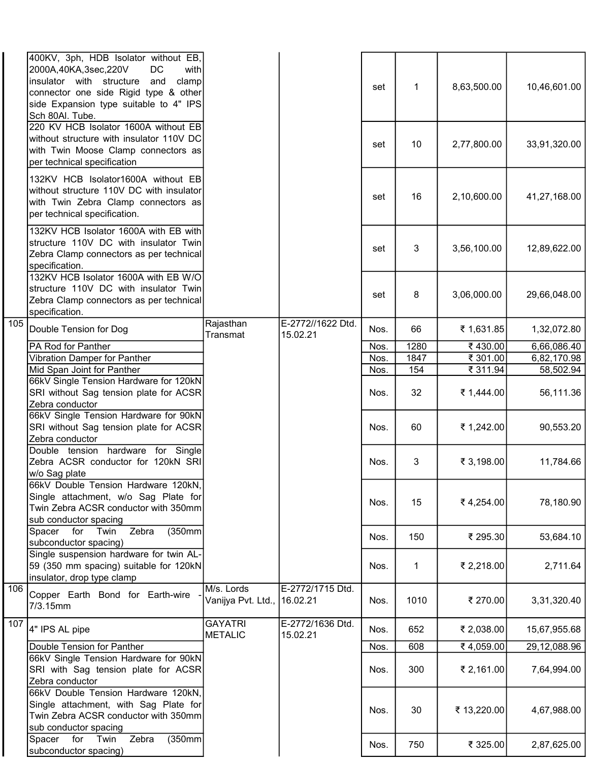| | | | | | | | |
|---|---|---|---|---|---|---|---|
| | 400KV, 3ph, HDB Isolator without EB, 2000A,40KA,3sec,220V DC with insulator with structure and clamp connector one side Rigid type & other side Expansion type suitable to 4" IPS Sch 80Al. Tube. | | | set | 1 | 8,63,500.00 | 10,46,601.00 |
| | 220 KV HCB Isolator 1600A without EB without structure with insulator 110V DC with Twin Moose Clamp connectors as per technical specification | | | set | 10 | 2,77,800.00 | 33,91,320.00 |
| | 132KV HCB Isolator1600A without EB without structure 110V DC with insulator with Twin Zebra Clamp connectors as per technical specification. | | | set | 16 | 2,10,600.00 | 41,27,168.00 |
| | 132KV HCB Isolator 1600A with EB with structure 110V DC with insulator Twin Zebra Clamp connectors as per technical specification. | | | set | 3 | 3,56,100.00 | 12,89,622.00 |
| | 132KV HCB Isolator 1600A with EB W/O structure 110V DC with insulator Twin Zebra Clamp connectors as per technical specification. | | | set | 8 | 3,06,000.00 | 29,66,048.00 |
| 105 | Double Tension for Dog | Rajasthan Transmat | E-2772//1622 Dtd. 15.02.21 | Nos. | 66 | ₹ 1,631.85 | 1,32,072.80 |
| | PA Rod for Panther | | | Nos. | 1280 | ₹ 430.00 | 6,66,086.40 |
| | Vibration Damper for Panther | | | Nos. | 1847 | ₹ 301.00 | 6,82,170.98 |
| | Mid Span Joint for Panther | | | Nos. | 154 | ₹ 311.94 | 58,502.94 |
| | 66kV Single Tension Hardware for 120kN SRI without Sag tension plate for ACSR Zebra conductor | | | Nos. | 32 | ₹ 1,444.00 | 56,111.36 |
| | 66kV Single Tension Hardware for 90kN SRI without Sag tension plate for ACSR Zebra conductor | | | Nos. | 60 | ₹ 1,242.00 | 90,553.20 |
| | Double tension hardware for Single Zebra ACSR conductor for 120kN SRI w/o Sag plate | | | Nos. | 3 | ₹ 3,198.00 | 11,784.66 |
| | 66kV Double Tension Hardware 120kN, Single attachment, w/o Sag Plate for Twin Zebra ACSR conductor with 350mm sub conductor spacing | | | Nos. | 15 | ₹ 4,254.00 | 78,180.90 |
| | Spacer for Twin Zebra (350mm subconductor spacing) | | | Nos. | 150 | ₹ 295.30 | 53,684.10 |
| | Single suspension hardware for twin AL-59 (350 mm spacing) suitable for 120kN insulator, drop type clamp | | | Nos. | 1 | ₹ 2,218.00 | 2,711.64 |
| 106 | Copper Earth Bond for Earth-wire - 7/3.15mm | M/s. Lords Vanijya Pvt. Ltd., | E-2772/1715 Dtd. 16.02.21 | Nos. | 1010 | ₹ 270.00 | 3,31,320.40 |
| 107 | 4" IPS AL pipe | GAYATRI METALIC | E-2772/1636 Dtd. 15.02.21 | Nos. | 652 | ₹ 2,038.00 | 15,67,955.68 |
| | Double Tension for Panther | | | Nos. | 608 | ₹ 4,059.00 | 29,12,088.96 |
| | 66kV Single Tension Hardware for 90kN SRI with Sag tension plate for ACSR Zebra conductor | | | Nos. | 300 | ₹ 2,161.00 | 7,64,994.00 |
| | 66kV Double Tension Hardware 120kN, Single attachment, with Sag Plate for Twin Zebra ACSR conductor with 350mm sub conductor spacing | | | Nos. | 30 | ₹ 13,220.00 | 4,67,988.00 |
| | Spacer for Twin Zebra (350mm subconductor spacing) | | | Nos. | 750 | ₹ 325.00 | 2,87,625.00 |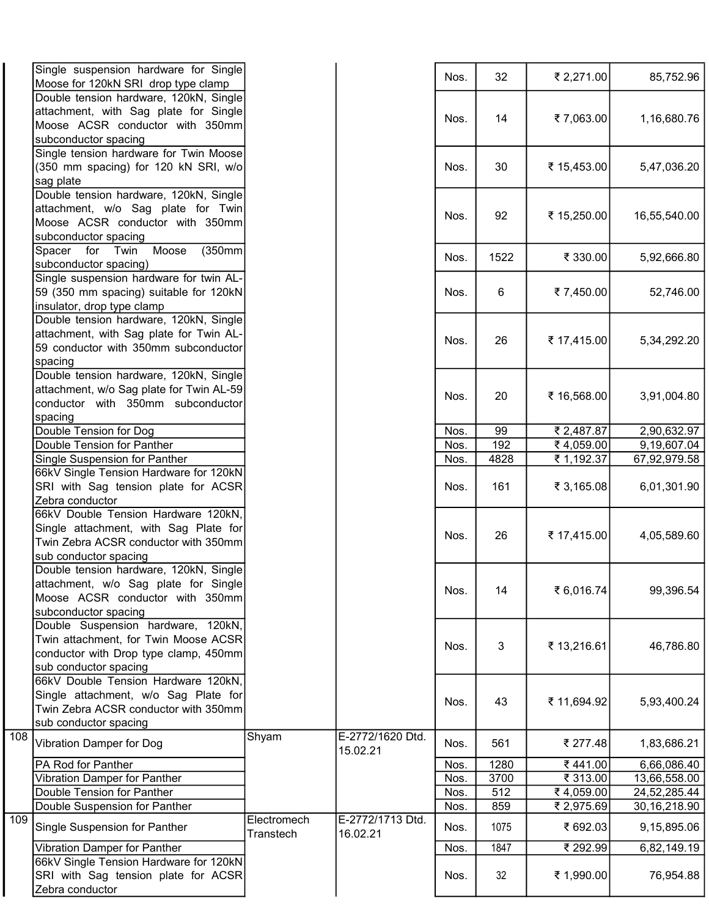| | | | | | | | |
|---|---|---|---|---|---|---|---|
| | Single suspension hardware for Single Moose for 120kN SRI drop type clamp | | | Nos. | 32 | ₹ 2,271.00 | 85,752.96 |
| | Double tension hardware, 120kN, Single attachment, with Sag plate for Single Moose ACSR conductor with 350mm subconductor spacing | | | Nos. | 14 | ₹ 7,063.00 | 1,16,680.76 |
| | Single tension hardware for Twin Moose (350 mm spacing) for 120 kN SRI, w/o sag plate | | | Nos. | 30 | ₹ 15,453.00 | 5,47,036.20 |
| | Double tension hardware, 120kN, Single attachment, w/o Sag plate for Twin Moose ACSR conductor with 350mm subconductor spacing | | | Nos. | 92 | ₹ 15,250.00 | 16,55,540.00 |
| | Spacer for Twin Moose (350mm subconductor spacing) | | | Nos. | 1522 | ₹ 330.00 | 5,92,666.80 |
| | Single suspension hardware for twin AL-59 (350 mm spacing) suitable for 120kN insulator, drop type clamp | | | Nos. | 6 | ₹ 7,450.00 | 52,746.00 |
| | Double tension hardware, 120kN, Single attachment, with Sag plate for Twin AL-59 conductor with 350mm subconductor spacing | | | Nos. | 26 | ₹ 17,415.00 | 5,34,292.20 |
| | Double tension hardware, 120kN, Single attachment, w/o Sag plate for Twin AL-59 conductor with 350mm subconductor spacing | | | Nos. | 20 | ₹ 16,568.00 | 3,91,004.80 |
| | Double Tension for Dog | | | Nos. | 99 | ₹ 2,487.87 | 2,90,632.97 |
| | Double Tension for Panther | | | Nos. | 192 | ₹ 4,059.00 | 9,19,607.04 |
| | Single Suspension for Panther | | | Nos. | 4828 | ₹ 1,192.37 | 67,92,979.58 |
| | 66kV Single Tension Hardware for 120kN SRI with Sag tension plate for ACSR Zebra conductor | | | Nos. | 161 | ₹ 3,165.08 | 6,01,301.90 |
| | 66kV Double Tension Hardware 120kN, Single attachment, with Sag Plate for Twin Zebra ACSR conductor with 350mm sub conductor spacing | | | Nos. | 26 | ₹ 17,415.00 | 4,05,589.60 |
| | Double tension hardware, 120kN, Single attachment, w/o Sag plate for Single Moose ACSR conductor with 350mm subconductor spacing | | | Nos. | 14 | ₹ 6,016.74 | 99,396.54 |
| | Double Suspension hardware, 120kN, Twin attachment, for Twin Moose ACSR conductor with Drop type clamp, 450mm sub conductor spacing | | | Nos. | 3 | ₹ 13,216.61 | 46,786.80 |
| | 66kV Double Tension Hardware 120kN, Single attachment, w/o Sag Plate for Twin Zebra ACSR conductor with 350mm sub conductor spacing | | | Nos. | 43 | ₹ 11,694.92 | 5,93,400.24 |
| 108 | Vibration Damper for Dog | Shyam | E-2772/1620 Dtd. 15.02.21 | Nos. | 561 | ₹ 277.48 | 1,83,686.21 |
| | PA Rod for Panther | | | Nos. | 1280 | ₹ 441.00 | 6,66,086.40 |
| | Vibration Damper for Panther | | | Nos. | 3700 | ₹ 313.00 | 13,66,558.00 |
| | Double Tension for Panther | | | Nos. | 512 | ₹ 4,059.00 | 24,52,285.44 |
| | Double Suspension for Panther | | | Nos. | 859 | ₹ 2,975.69 | 30,16,218.90 |
| 109 | Single Suspension for Panther | Electromech Transtech | E-2772/1713 Dtd. 16.02.21 | Nos. | 1075 | ₹ 692.03 | 9,15,895.06 |
| | Vibration Damper for Panther | | | Nos. | 1847 | ₹ 292.99 | 6,82,149.19 |
| | 66kV Single Tension Hardware for 120kN SRI with Sag tension plate for ACSR Zebra conductor | | | Nos. | 32 | ₹ 1,990.00 | 76,954.88 |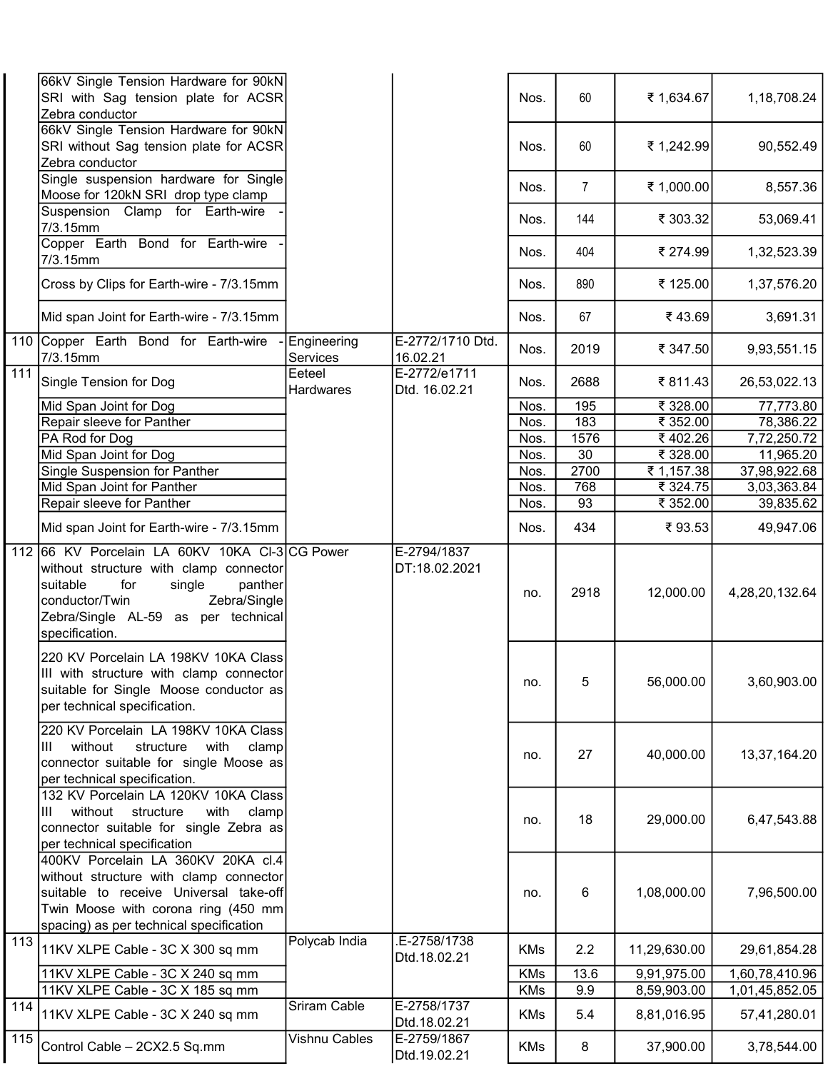| | | | | | | | |
|---|---|---|---|---|---|---|---|
| | 66kV Single Tension Hardware for 90kN SRI with Sag tension plate for ACSR Zebra conductor | | | Nos. | 60 | ₹ 1,634.67 | 1,18,708.24 |
| | 66kV Single Tension Hardware for 90kN SRI without Sag tension plate for ACSR Zebra conductor | | | Nos. | 60 | ₹ 1,242.99 | 90,552.49 |
| | Single suspension hardware for Single Moose for 120kN SRI drop type clamp | | | Nos. | 7 | ₹ 1,000.00 | 8,557.36 |
| | Suspension Clamp for Earth-wire - 7/3.15mm | | | Nos. | 144 | ₹ 303.32 | 53,069.41 |
| | Copper Earth Bond for Earth-wire - 7/3.15mm | | | Nos. | 404 | ₹ 274.99 | 1,32,523.39 |
| | Cross by Clips for Earth-wire - 7/3.15mm | | | Nos. | 890 | ₹ 125.00 | 1,37,576.20 |
| | Mid span Joint for Earth-wire - 7/3.15mm | | | Nos. | 67 | ₹ 43.69 | 3,691.31 |
| 110 | Copper Earth Bond for Earth-wire - 7/3.15mm | Engineering Services | E-2772/1710 Dtd. 16.02.21 | Nos. | 2019 | ₹ 347.50 | 9,93,551.15 |
| 111 | Single Tension for Dog | Eeteel Hardwares | E-2772/e1711 Dtd. 16.02.21 | Nos. | 2688 | ₹ 811.43 | 26,53,022.13 |
| | Mid Span Joint for Dog | | | Nos. | 195 | ₹ 328.00 | 77,773.80 |
| | Repair sleeve for Panther | | | Nos. | 183 | ₹ 352.00 | 78,386.22 |
| | PA Rod for Dog | | | Nos. | 1576 | ₹ 402.26 | 7,72,250.72 |
| | Mid Span Joint for Dog | | | Nos. | 30 | ₹ 328.00 | 11,965.20 |
| | Single Suspension for Panther | | | Nos. | 2700 | ₹ 1,157.38 | 37,98,922.68 |
| | Mid Span Joint for Panther | | | Nos. | 768 | ₹ 324.75 | 3,03,363.84 |
| | Repair sleeve for Panther | | | Nos. | 93 | ₹ 352.00 | 39,835.62 |
| | Mid span Joint for Earth-wire - 7/3.15mm | | | Nos. | 434 | ₹ 93.53 | 49,947.06 |
| 112 | 66 KV Porcelain LA 60KV 10KA Cl-3 without structure with clamp connector suitable for single panther conductor/Twin Zebra/Single Zebra/Single AL-59 as per technical specification. | CG Power | E-2794/1837 DT:18.02.2021 | no. | 2918 | 12,000.00 | 4,28,20,132.64 |
| | 220 KV Porcelain LA 198KV 10KA Class III with structure with clamp connector suitable for Single Moose conductor as per technical specification. | | | no. | 5 | 56,000.00 | 3,60,903.00 |
| | 220 KV Porcelain LA 198KV 10KA Class III without structure with clamp connector suitable for single Moose as per technical specification. | | | no. | 27 | 40,000.00 | 13,37,164.20 |
| | 132 KV Porcelain LA 120KV 10KA Class III without structure with clamp connector suitable for single Zebra as per technical specification | | | no. | 18 | 29,000.00 | 6,47,543.88 |
| | 400KV Porcelain LA 360KV 20KA cl.4 without structure with clamp connector suitable to receive Universal take-off Twin Moose with corona ring (450 mm spacing) as per technical specification | | | no. | 6 | 1,08,000.00 | 7,96,500.00 |
| 113 | 11KV XLPE Cable - 3C X 300 sq mm | Polycab India | .E-2758/1738 Dtd.18.02.21 | KMs | 2.2 | 11,29,630.00 | 29,61,854.28 |
| | 11KV XLPE Cable - 3C X 240 sq mm | | | KMs | 13.6 | 9,91,975.00 | 1,60,78,410.96 |
| | 11KV XLPE Cable - 3C X 185 sq mm | | | KMs | 9.9 | 8,59,903.00 | 1,01,45,852.05 |
| 114 | 11KV XLPE Cable - 3C X 240 sq mm | Sriram Cable | E-2758/1737 Dtd.18.02.21 | KMs | 5.4 | 8,81,016.95 | 57,41,280.01 |
| 115 | Control Cable – 2CX2.5 Sq.mm | Vishnu Cables | E-2759/1867 Dtd.19.02.21 | KMs | 8 | 37,900.00 | 3,78,544.00 |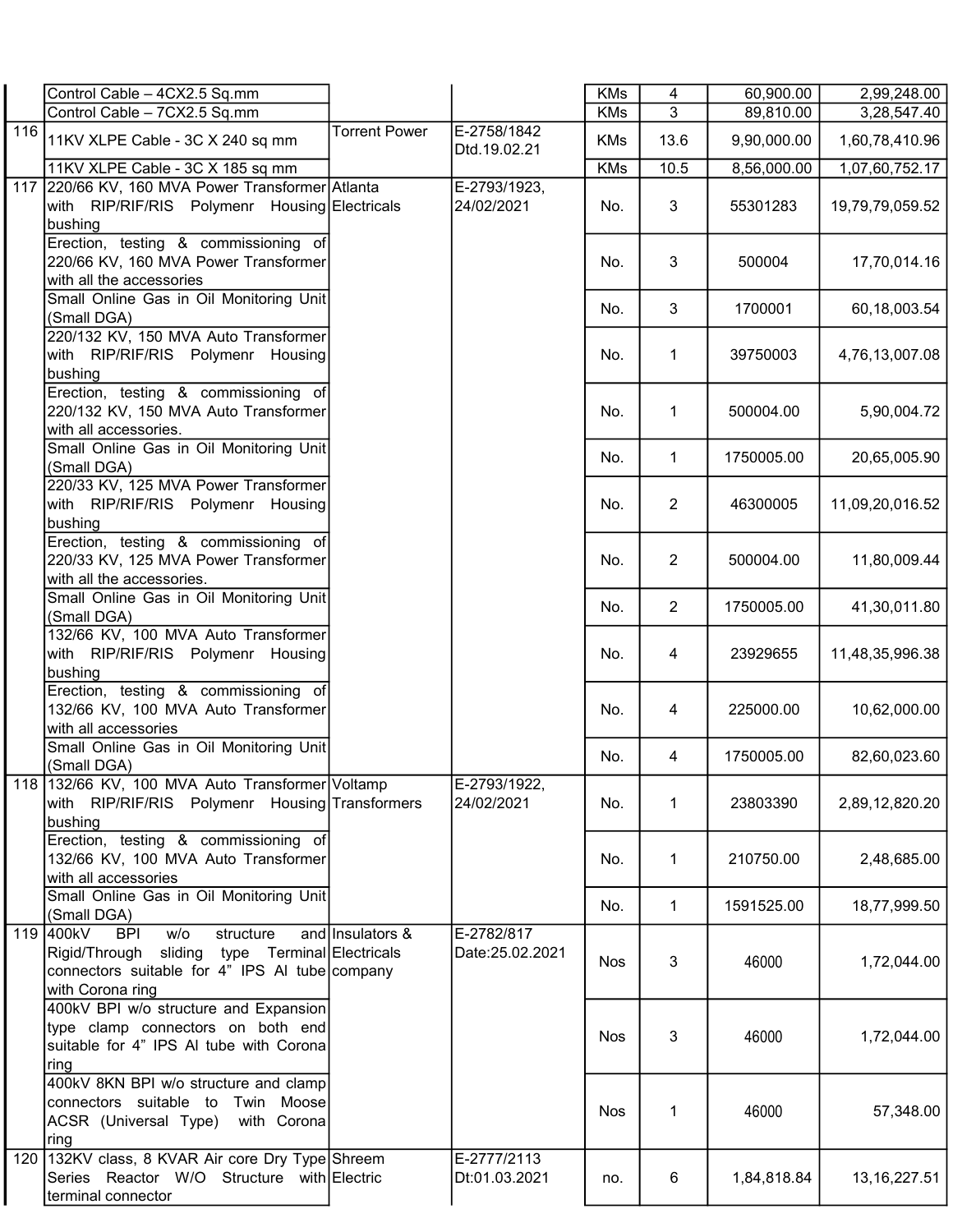| | | | | | | | |
|---|---|---|---|---|---|---|---|
| | Control Cable – 4CX2.5 Sq.mm | | | KMs | 4 | 60,900.00 | 2,99,248.00 |
| | Control Cable – 7CX2.5 Sq.mm | | | KMs | 3 | 89,810.00 | 3,28,547.40 |
| 116 | 11KV XLPE Cable - 3C X 240 sq mm | Torrent Power | E-2758/1842 Dtd.19.02.21 | KMs | 13.6 | 9,90,000.00 | 1,60,78,410.96 |
| | 11KV XLPE Cable - 3C X 185 sq mm | | | KMs | 10.5 | 8,56,000.00 | 1,07,60,752.17 |
| 117 | 220/66 KV, 160 MVA Power Transformer with RIP/RIF/RIS Polymenr Housing bushing | Atlanta Electricals | E-2793/1923, 24/02/2021 | No. | 3 | 55301283 | 19,79,79,059.52 |
| | Erection, testing & commissioning of 220/66 KV, 160 MVA Power Transformer with all the accessories | | | No. | 3 | 500004 | 17,70,014.16 |
| | Small Online Gas in Oil Monitoring Unit (Small DGA) | | | No. | 3 | 1700001 | 60,18,003.54 |
| | 220/132 KV, 150 MVA Auto Transformer with RIP/RIF/RIS Polymenr Housing bushing | | | No. | 1 | 39750003 | 4,76,13,007.08 |
| | Erection, testing & commissioning of 220/132 KV, 150 MVA Auto Transformer with all accessories. | | | No. | 1 | 500004.00 | 5,90,004.72 |
| | Small Online Gas in Oil Monitoring Unit (Small DGA) | | | No. | 1 | 1750005.00 | 20,65,005.90 |
| | 220/33 KV, 125 MVA Power Transformer with RIP/RIF/RIS Polymenr Housing bushing | | | No. | 2 | 46300005 | 11,09,20,016.52 |
| | Erection, testing & commissioning of 220/33 KV, 125 MVA Power Transformer with all the accessories. | | | No. | 2 | 500004.00 | 11,80,009.44 |
| | Small Online Gas in Oil Monitoring Unit (Small DGA) | | | No. | 2 | 1750005.00 | 41,30,011.80 |
| | 132/66 KV, 100 MVA Auto Transformer with RIP/RIF/RIS Polymenr Housing bushing | | | No. | 4 | 23929655 | 11,48,35,996.38 |
| | Erection, testing & commissioning of 132/66 KV, 100 MVA Auto Transformer with all accessories | | | No. | 4 | 225000.00 | 10,62,000.00 |
| | Small Online Gas in Oil Monitoring Unit (Small DGA) | | | No. | 4 | 1750005.00 | 82,60,023.60 |
| 118 | 132/66 KV, 100 MVA Auto Transformer with RIP/RIF/RIS Polymenr Housing bushing | Voltamp Transformers | E-2793/1922, 24/02/2021 | No. | 1 | 23803390 | 2,89,12,820.20 |
| | Erection, testing & commissioning of 132/66 KV, 100 MVA Auto Transformer with all accessories | | | No. | 1 | 210750.00 | 2,48,685.00 |
| | Small Online Gas in Oil Monitoring Unit (Small DGA) | | | No. | 1 | 1591525.00 | 18,77,999.50 |
| 119 | 400kV BPI w/o structure and Rigid/Through sliding type Terminal connectors suitable for 4" IPS Al tube with Corona ring | Insulators & Electricals company | E-2782/817 Date:25.02.2021 | Nos | 3 | 46000 | 1,72,044.00 |
| | 400kV BPI w/o structure and Expansion type clamp connectors on both end suitable for 4" IPS Al tube with Corona ring | | | Nos | 3 | 46000 | 1,72,044.00 |
| | 400kV 8KN BPI w/o structure and clamp connectors suitable to Twin Moose ACSR (Universal Type) with Corona ring | | | Nos | 1 | 46000 | 57,348.00 |
| 120 | 132KV class, 8 KVAR Air core Dry Type Series Reactor W/O Structure with terminal connector | Shreem Electric | E-2777/2113 Dt:01.03.2021 | no. | 6 | 1,84,818.84 | 13,16,227.51 |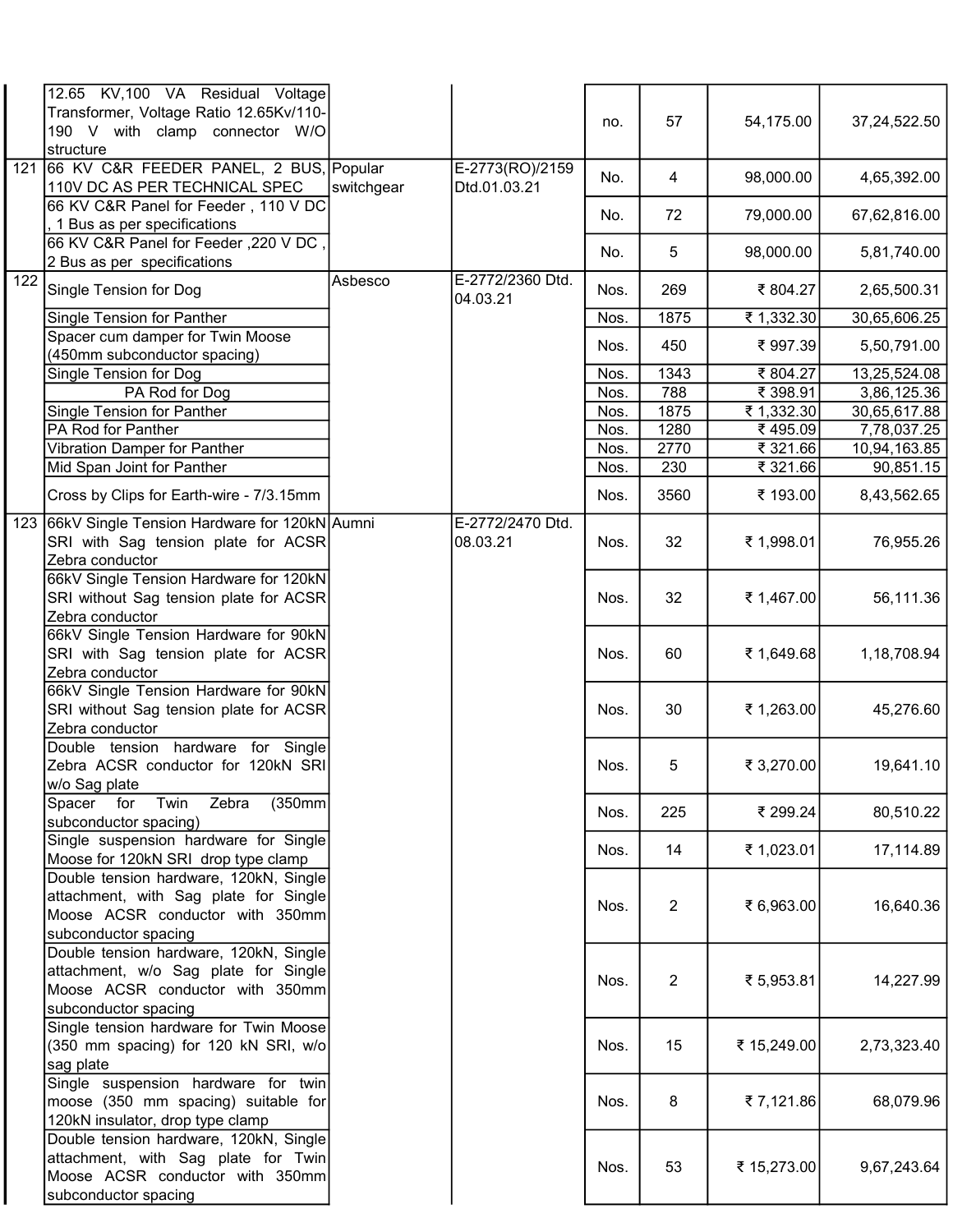| | | | | | | | |
|---|---|---|---|---|---|---|---|
| | 12.65 KV,100 VA Residual Voltage Transformer, Voltage Ratio 12.65Kv/110-190 V with clamp connector W/O structure | | | no. | 57 | 54,175.00 | 37,24,522.50 |
| 121 | 66 KV C&R FEEDER PANEL, 2 BUS, 110V DC AS PER TECHNICAL SPEC | Popular switchgear | E-2773(RO)/2159 Dtd.01.03.21 | No. | 4 | 98,000.00 | 4,65,392.00 |
| | 66 KV C&R Panel for Feeder , 110 V DC , 1 Bus as per specifications | | | No. | 72 | 79,000.00 | 67,62,816.00 |
| | 66 KV C&R Panel for Feeder ,220 V DC , 2 Bus as per specifications | | | No. | 5 | 98,000.00 | 5,81,740.00 |
| 122 | Single Tension for Dog | Asbesco | E-2772/2360 Dtd. 04.03.21 | Nos. | 269 | ₹ 804.27 | 2,65,500.31 |
| | Single Tension for Panther | | | Nos. | 1875 | ₹ 1,332.30 | 30,65,606.25 |
| | Spacer cum damper for Twin Moose (450mm subconductor spacing) | | | Nos. | 450 | ₹ 997.39 | 5,50,791.00 |
| | Single Tension for Dog | | | Nos. | 1343 | ₹ 804.27 | 13,25,524.08 |
| | PA Rod for Dog | | | Nos. | 788 | ₹ 398.91 | 3,86,125.36 |
| | Single Tension for Panther | | | Nos. | 1875 | ₹ 1,332.30 | 30,65,617.88 |
| | PA Rod for Panther | | | Nos. | 1280 | ₹ 495.09 | 7,78,037.25 |
| | Vibration Damper for Panther | | | Nos. | 2770 | ₹ 321.66 | 10,94,163.85 |
| | Mid Span Joint for Panther | | | Nos. | 230 | ₹ 321.66 | 90,851.15 |
| | Cross by Clips for Earth-wire - 7/3.15mm | | | Nos. | 3560 | ₹ 193.00 | 8,43,562.65 |
| 123 | 66kV Single Tension Hardware for 120kN SRI with Sag tension plate for ACSR Zebra conductor | Aumni | E-2772/2470 Dtd. 08.03.21 | Nos. | 32 | ₹ 1,998.01 | 76,955.26 |
| | 66kV Single Tension Hardware for 120kN SRI without Sag tension plate for ACSR Zebra conductor | | | Nos. | 32 | ₹ 1,467.00 | 56,111.36 |
| | 66kV Single Tension Hardware for 90kN SRI with Sag tension plate for ACSR Zebra conductor | | | Nos. | 60 | ₹ 1,649.68 | 1,18,708.94 |
| | 66kV Single Tension Hardware for 90kN SRI without Sag tension plate for ACSR Zebra conductor | | | Nos. | 30 | ₹ 1,263.00 | 45,276.60 |
| | Double tension hardware for Single Zebra ACSR conductor for 120kN SRI w/o Sag plate | | | Nos. | 5 | ₹ 3,270.00 | 19,641.10 |
| | Spacer for Twin Zebra (350mm subconductor spacing) | | | Nos. | 225 | ₹ 299.24 | 80,510.22 |
| | Single suspension hardware for Single Moose for 120kN SRI drop type clamp | | | Nos. | 14 | ₹ 1,023.01 | 17,114.89 |
| | Double tension hardware, 120kN, Single attachment, with Sag plate for Single Moose ACSR conductor with 350mm subconductor spacing | | | Nos. | 2 | ₹ 6,963.00 | 16,640.36 |
| | Double tension hardware, 120kN, Single attachment, w/o Sag plate for Single Moose ACSR conductor with 350mm subconductor spacing | | | Nos. | 2 | ₹ 5,953.81 | 14,227.99 |
| | Single tension hardware for Twin Moose (350 mm spacing) for 120 kN SRI, w/o sag plate | | | Nos. | 15 | ₹ 15,249.00 | 2,73,323.40 |
| | Single suspension hardware for twin moose (350 mm spacing) suitable for 120kN insulator, drop type clamp | | | Nos. | 8 | ₹ 7,121.86 | 68,079.96 |
| | Double tension hardware, 120kN, Single attachment, with Sag plate for Twin Moose ACSR conductor with 350mm subconductor spacing | | | Nos. | 53 | ₹ 15,273.00 | 9,67,243.64 |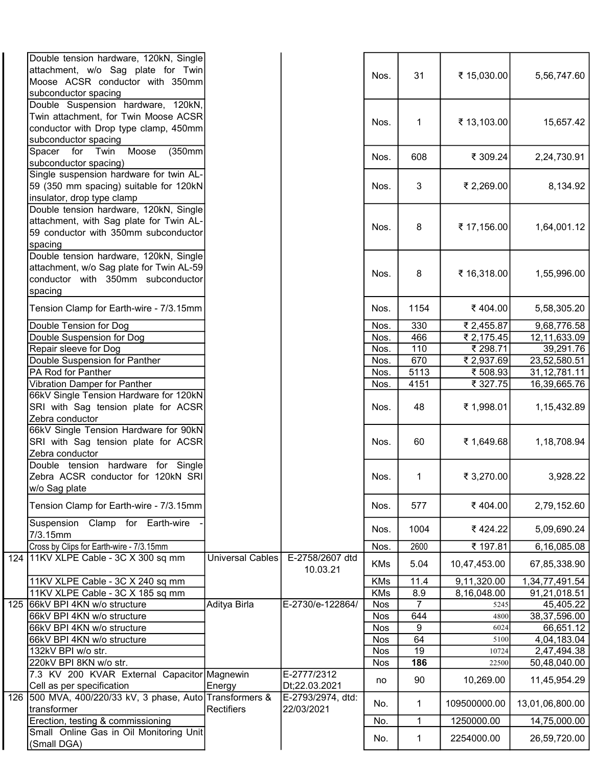| | | | | | | | |
|---|---|---|---|---|---|---|---|
| | Double tension hardware, 120kN, Single attachment, w/o Sag plate for Twin Moose ACSR conductor with 350mm subconductor spacing | | | Nos. | 31 | ₹ 15,030.00 | 5,56,747.60 |
| | Double Suspension hardware, 120kN, Twin attachment, for Twin Moose ACSR conductor with Drop type clamp, 450mm subconductor spacing | | | Nos. | 1 | ₹ 13,103.00 | 15,657.42 |
| | Spacer for Twin Moose (350mm subconductor spacing) | | | Nos. | 608 | ₹ 309.24 | 2,24,730.91 |
| | Single suspension hardware for twin AL-59 (350 mm spacing) suitable for 120kN insulator, drop type clamp | | | Nos. | 3 | ₹ 2,269.00 | 8,134.92 |
| | Double tension hardware, 120kN, Single attachment, with Sag plate for Twin AL-59 conductor with 350mm subconductor spacing | | | Nos. | 8 | ₹ 17,156.00 | 1,64,001.12 |
| | Double tension hardware, 120kN, Single attachment, w/o Sag plate for Twin AL-59 conductor with 350mm subconductor spacing | | | Nos. | 8 | ₹ 16,318.00 | 1,55,996.00 |
| | Tension Clamp for Earth-wire - 7/3.15mm | | | Nos. | 1154 | ₹ 404.00 | 5,58,305.20 |
| | Double Tension for Dog | | | Nos. | 330 | ₹ 2,455.87 | 9,68,776.58 |
| | Double Suspension for Dog | | | Nos. | 466 | ₹ 2,175.45 | 12,11,633.09 |
| | Repair sleeve for Dog | | | Nos. | 110 | ₹ 298.71 | 39,291.76 |
| | Double Suspension for Panther | | | Nos. | 670 | ₹ 2,937.69 | 23,52,580.51 |
| | PA Rod for Panther | | | Nos. | 5113 | ₹ 508.93 | 31,12,781.11 |
| | Vibration Damper for Panther | | | Nos. | 4151 | ₹ 327.75 | 16,39,665.76 |
| | 66kV Single Tension Hardware for 120kN SRI with Sag tension plate for ACSR Zebra conductor | | | Nos. | 48 | ₹ 1,998.01 | 1,15,432.89 |
| | 66kV Single Tension Hardware for 90kN SRI with Sag tension plate for ACSR Zebra conductor | | | Nos. | 60 | ₹ 1,649.68 | 1,18,708.94 |
| | Double tension hardware for Single Zebra ACSR conductor for 120kN SRI w/o Sag plate | | | Nos. | 1 | ₹ 3,270.00 | 3,928.22 |
| | Tension Clamp for Earth-wire - 7/3.15mm | | | Nos. | 577 | ₹ 404.00 | 2,79,152.60 |
| | Suspension Clamp for Earth-wire - 7/3.15mm | | | Nos. | 1004 | ₹ 424.22 | 5,09,690.24 |
| | Cross by Clips for Earth-wire - 7/3.15mm | | | Nos. | 2600 | ₹ 197.81 | 6,16,085.08 |
| 124 | 11KV XLPE Cable - 3C X 300 sq mm | Universal Cables | E-2758/2607 dtd 10.03.21 | KMs | 5.04 | 10,47,453.00 | 67,85,338.90 |
| | 11KV XLPE Cable - 3C X 240 sq mm | | | KMs | 11.4 | 9,11,320.00 | 1,34,77,491.54 |
| | 11KV XLPE Cable - 3C X 185 sq mm | | | KMs | 8.9 | 8,16,048.00 | 91,21,018.51 |
| 125 | 66kV BPI 4KN w/o structure | Aditya Birla | E-2730/e-122864/ | Nos | 7 | 5245 | 45,405.22 |
| | 66kV BPI 4KN w/o structure | | | Nos | 644 | 4800 | 38,37,596.00 |
| | 66kV BPI 4KN w/o structure | | | Nos | 9 | 6024 | 66,651.12 |
| | 66kV BPI 4KN w/o structure | | | Nos | 64 | 5100 | 4,04,183.04 |
| | 132kV BPI w/o str. | | | Nos | 19 | 10724 | 2,47,494.38 |
| | 220kV BPI 8KN w/o str. | | | Nos | **186** | 22500 | 50,48,040.00 |
| | 7.3 KV 200 KVAR External Capacitor Cell as per specification | Magnewin Energy | E-2777/2312 Dt;22.03.2021 | no | 90 | 10,269.00 | 11,45,954.29 |
| 126 | 500 MVA, 400/220/33 kV, 3 phase, Auto transformer | Transformers & Rectifiers | E-2793/2974, dtd: 22/03/2021 | No. | 1 | 109500000.00 | 13,01,06,800.00 |
| | Erection, testing & commissioning | | | No. | 1 | 1250000.00 | 14,75,000.00 |
| | Small Online Gas in Oil Monitoring Unit (Small DGA) | | | No. | 1 | 2254000.00 | 26,59,720.00 |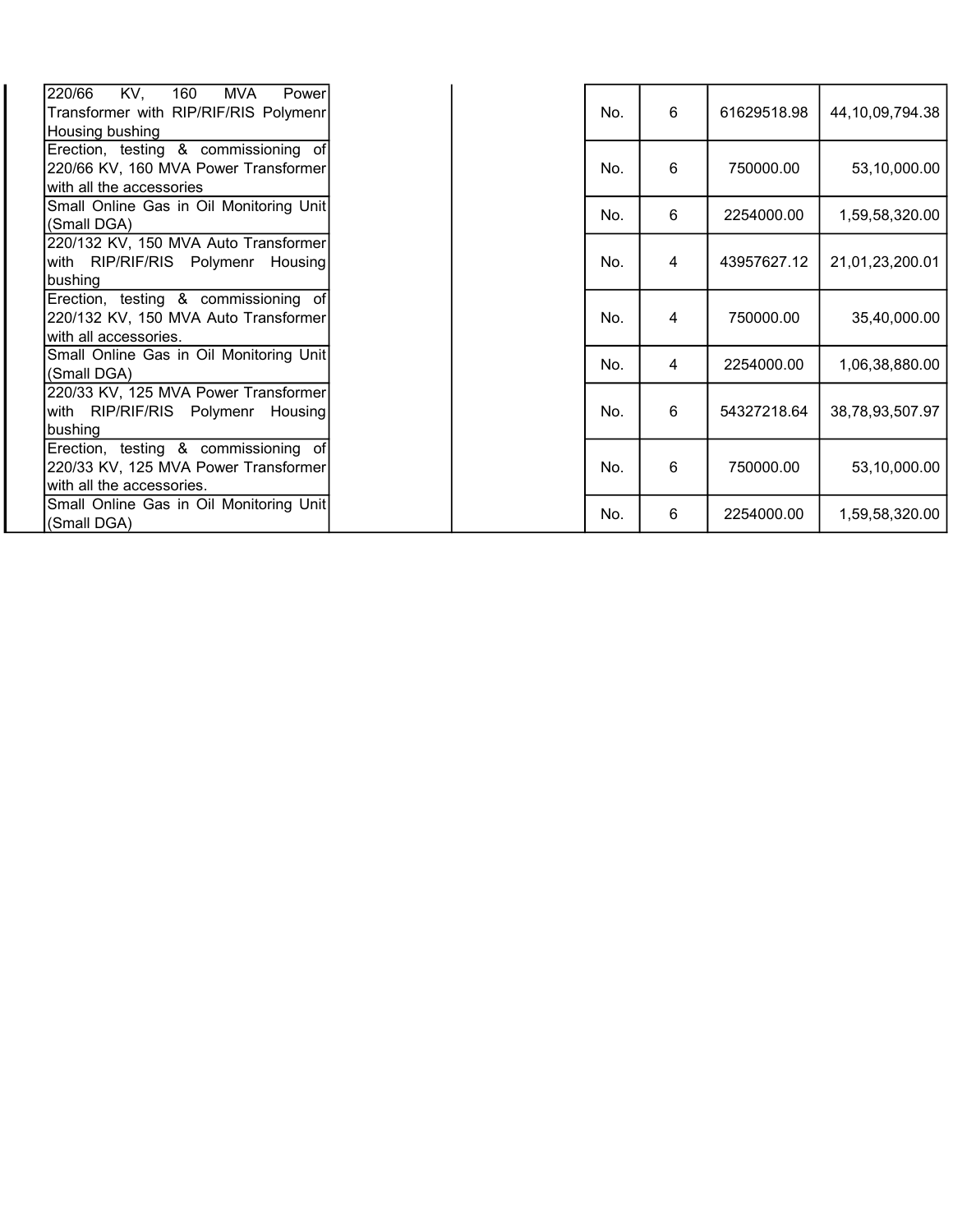| | | | | | | | |
|---|---|---|---|---|---|---|---|
| | 220/66 KV, 160 MVA Power Transformer with RIP/RIF/RIS Polymenr Housing bushing | | | No. | 6 | 61629518.98 | 44,10,09,794.38 |
| | Erection, testing & commissioning of 220/66 KV, 160 MVA Power Transformer with all the accessories | | | No. | 6 | 750000.00 | 53,10,000.00 |
| | Small Online Gas in Oil Monitoring Unit (Small DGA) | | | No. | 6 | 2254000.00 | 1,59,58,320.00 |
| | 220/132 KV, 150 MVA Auto Transformer with RIP/RIF/RIS Polymenr Housing bushing | | | No. | 4 | 43957627.12 | 21,01,23,200.01 |
| | Erection, testing & commissioning of 220/132 KV, 150 MVA Auto Transformer with all accessories. | | | No. | 4 | 750000.00 | 35,40,000.00 |
| | Small Online Gas in Oil Monitoring Unit (Small DGA) | | | No. | 4 | 2254000.00 | 1,06,38,880.00 |
| | 220/33 KV, 125 MVA Power Transformer with RIP/RIF/RIS Polymenr Housing bushing | | | No. | 6 | 54327218.64 | 38,78,93,507.97 |
| | Erection, testing & commissioning of 220/33 KV, 125 MVA Power Transformer with all the accessories. | | | No. | 6 | 750000.00 | 53,10,000.00 |
| | Small Online Gas in Oil Monitoring Unit (Small DGA) | | | No. | 6 | 2254000.00 | 1,59,58,320.00 |